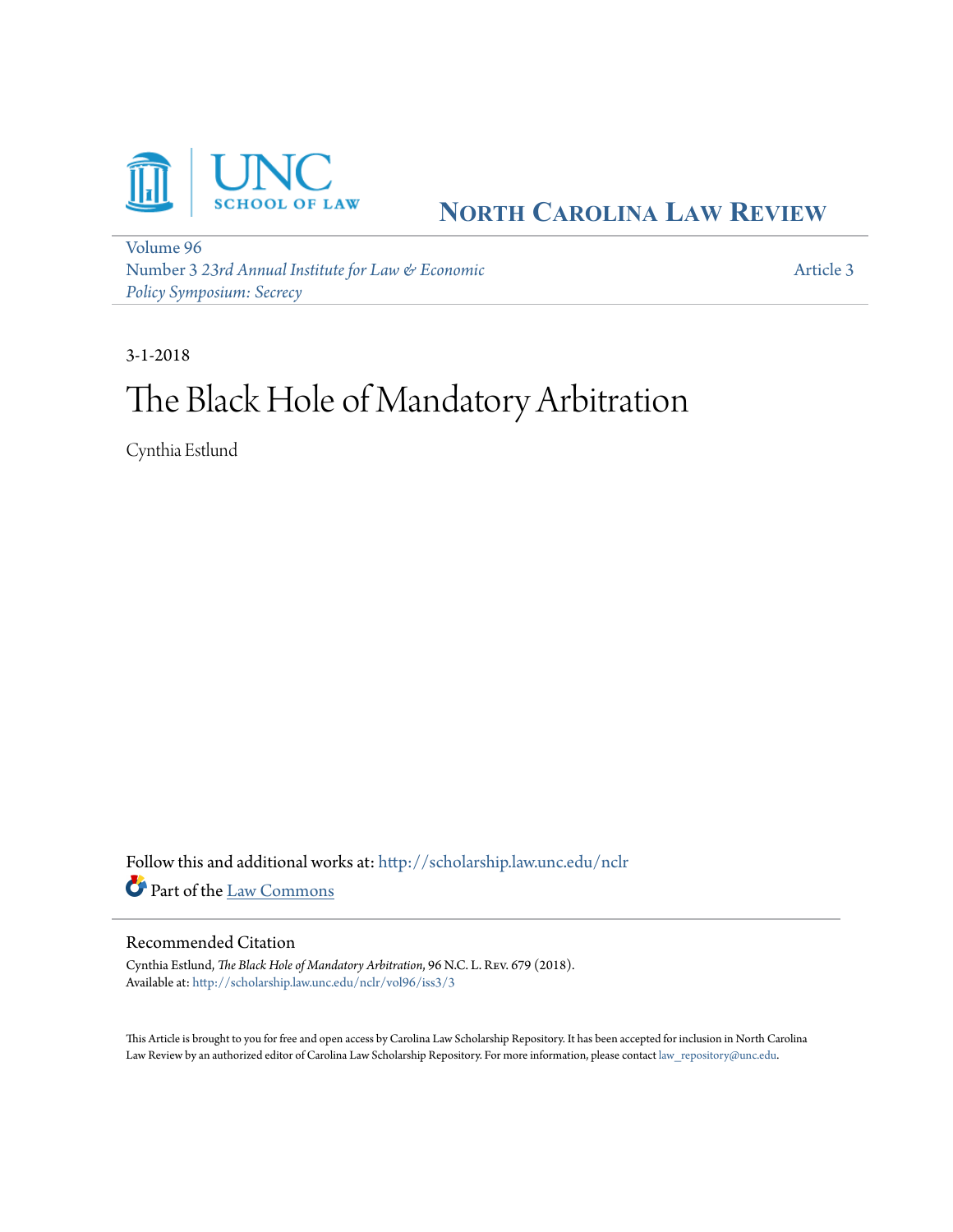# North Carolina Law Review

Volume 96
Number 3 *23rd Annual Institute for Law & Economic Policy Symposium: Secrecy*

Article 3

3-1-2018

# The Black Hole of Mandatory Arbitration

Cynthia Estlund

Follow this and additional works at: http://scholarship.law.unc.edu/nclr

Part of the Law Commons

## Recommended Citation

Cynthia Estlund, *The Black Hole of Mandatory Arbitration*, 96 N.C. L. Rev. 679 (2018).
Available at: http://scholarship.law.unc.edu/nclr/vol96/iss3/3

This Article is brought to you for free and open access by Carolina Law Scholarship Repository. It has been accepted for inclusion in North Carolina Law Review by an authorized editor of Carolina Law Scholarship Repository. For more information, please contact law_repository@unc.edu.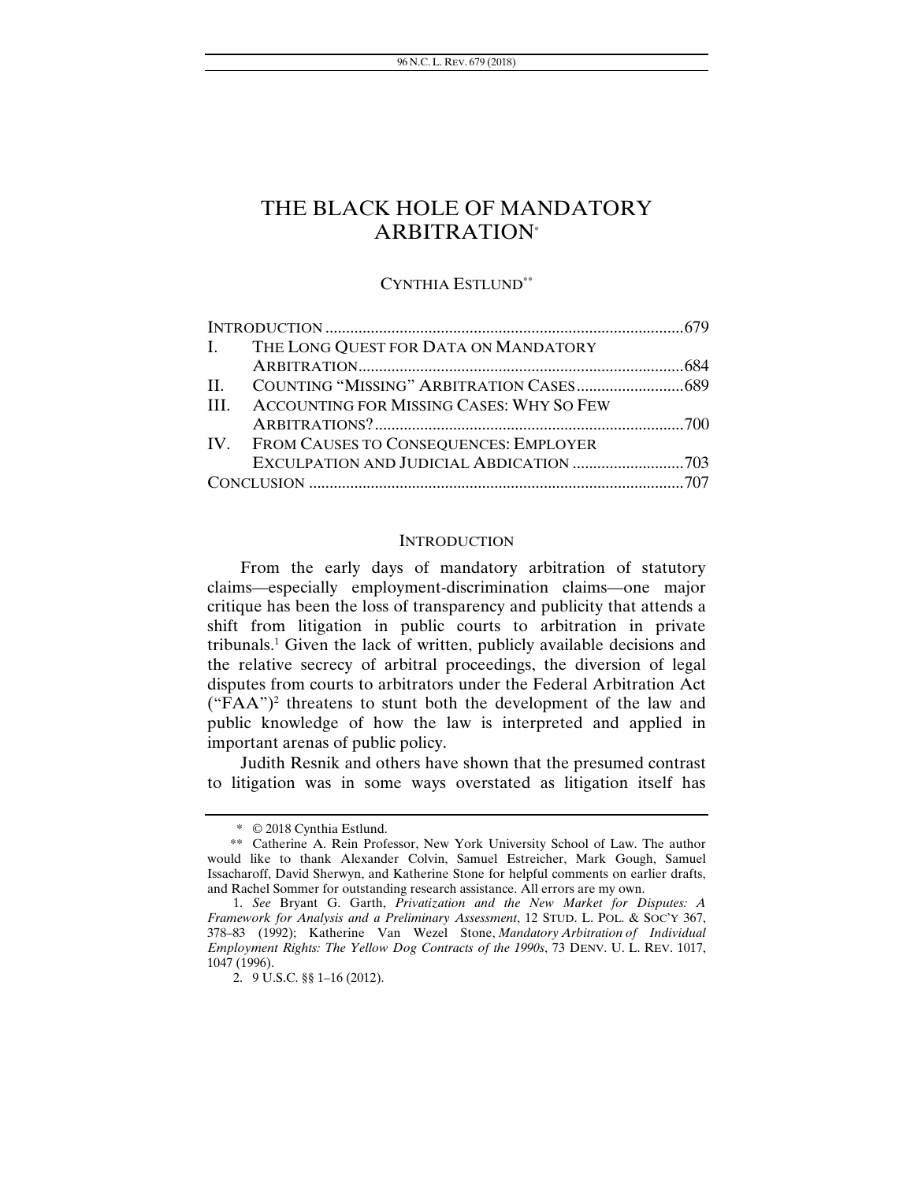# THE BLACK HOLE OF MANDATORY ARBITRATION*

CYNTHIA ESTLUND**

INTRODUCTION .......................................................................................679
I. THE LONG QUEST FOR DATA ON MANDATORY ARBITRATION..............................................................................684
II. COUNTING "MISSING" ARBITRATION CASES..........................689
III. ACCOUNTING FOR MISSING CASES: WHY SO FEW ARBITRATIONS?...........................................................................700
IV. FROM CAUSES TO CONSEQUENCES: EMPLOYER EXCULPATION AND JUDICIAL ABDICATION ..........................703
CONCLUSION ..........................................................................................707

## INTRODUCTION

From the early days of mandatory arbitration of statutory claims—especially employment-discrimination claims—one major critique has been the loss of transparency and publicity that attends a shift from litigation in public courts to arbitration in private tribunals.[1] Given the lack of written, publicly available decisions and the relative secrecy of arbitral proceedings, the diversion of legal disputes from courts to arbitrators under the Federal Arbitration Act ("FAA")[2] threatens to stunt both the development of the law and public knowledge of how the law is interpreted and applied in important arenas of public policy.

Judith Resnik and others have shown that the presumed contrast to litigation was in some ways overstated as litigation itself has

---

\* © 2018 Cynthia Estlund.

\*\* Catherine A. Rein Professor, New York University School of Law. The author would like to thank Alexander Colvin, Samuel Estreicher, Mark Gough, Samuel Issacharoff, David Sherwyn, and Katherine Stone for helpful comments on earlier drafts, and Rachel Sommer for outstanding research assistance. All errors are my own.

1. *See* Bryant G. Garth, *Privatization and the New Market for Disputes: A Framework for Analysis and a Preliminary Assessment*, 12 STUD. L. POL. & SOC'Y 367, 378–83 (1992); Katherine Van Wezel Stone, *Mandatory Arbitration of Individual Employment Rights: The Yellow Dog Contracts of the 1990s*, 73 DENV. U. L. REV. 1017, 1047 (1996).

2. 9 U.S.C. §§ 1–16 (2012).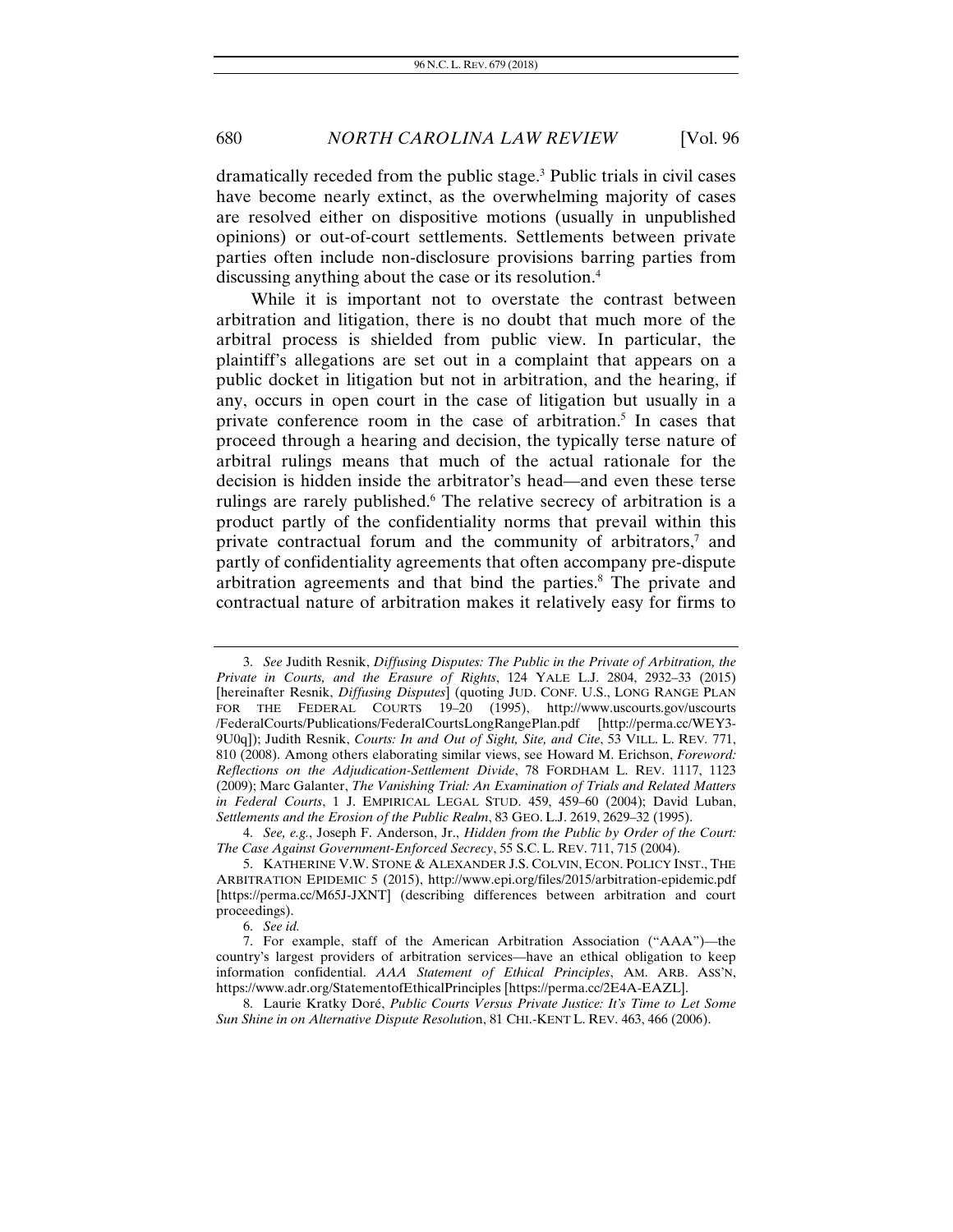dramatically receded from the public stage.[3] Public trials in civil cases have become nearly extinct, as the overwhelming majority of cases are resolved either on dispositive motions (usually in unpublished opinions) or out-of-court settlements. Settlements between private parties often include non-disclosure provisions barring parties from discussing anything about the case or its resolution.[4]

While it is important not to overstate the contrast between arbitration and litigation, there is no doubt that much more of the arbitral process is shielded from public view. In particular, the plaintiff's allegations are set out in a complaint that appears on a public docket in litigation but not in arbitration, and the hearing, if any, occurs in open court in the case of litigation but usually in a private conference room in the case of arbitration.[5] In cases that proceed through a hearing and decision, the typically terse nature of arbitral rulings means that much of the actual rationale for the decision is hidden inside the arbitrator's head—and even these terse rulings are rarely published.[6] The relative secrecy of arbitration is a product partly of the confidentiality norms that prevail within this private contractual forum and the community of arbitrators,[7] and partly of confidentiality agreements that often accompany pre-dispute arbitration agreements and that bind the parties.[8] The private and contractual nature of arbitration makes it relatively easy for firms to

---

3. *See* Judith Resnik, *Diffusing Disputes: The Public in the Private of Arbitration, the Private in Courts, and the Erasure of Rights*, 124 YALE L.J. 2804, 2932–33 (2015) [hereinafter Resnik, *Diffusing Disputes*] (quoting JUD. CONF. U.S., LONG RANGE PLAN FOR THE FEDERAL COURTS 19–20 (1995), http://www.uscourts.gov/uscourts/FederalCourts/Publications/FederalCourtsLongRangePlan.pdf [http://perma.cc/WEY3-9U0q]); Judith Resnik, *Courts: In and Out of Sight, Site, and Cite*, 53 VILL. L. REV. 771, 810 (2008). Among others elaborating similar views, see Howard M. Erichson, *Foreword: Reflections on the Adjudication-Settlement Divide*, 78 FORDHAM L. REV. 1117, 1123 (2009); Marc Galanter, *The Vanishing Trial: An Examination of Trials and Related Matters in Federal Courts*, 1 J. EMPIRICAL LEGAL STUD. 459, 459–60 (2004); David Luban, *Settlements and the Erosion of the Public Realm*, 83 GEO. L.J. 2619, 2629–32 (1995).

4. *See, e.g.*, Joseph F. Anderson, Jr., *Hidden from the Public by Order of the Court: The Case Against Government-Enforced Secrecy*, 55 S.C. L. REV. 711, 715 (2004).

5. KATHERINE V.W. STONE & ALEXANDER J.S. COLVIN, ECON. POLICY INST., THE ARBITRATION EPIDEMIC 5 (2015), http://www.epi.org/files/2015/arbitration-epidemic.pdf [https://perma.cc/M65J-JXNT] (describing differences between arbitration and court proceedings).

6. *See id.*

7. For example, staff of the American Arbitration Association ("AAA")—the country's largest providers of arbitration services—have an ethical obligation to keep information confidential. *AAA Statement of Ethical Principles*, AM. ARB. ASS'N, https://www.adr.org/StatementofEthicalPrinciples [https://perma.cc/2E4A-EAZL].

8. Laurie Kratky Doré, *Public Courts Versus Private Justice: It's Time to Let Some Sun Shine in on Alternative Dispute Resolution*, 81 CHI.-KENT L. REV. 463, 466 (2006).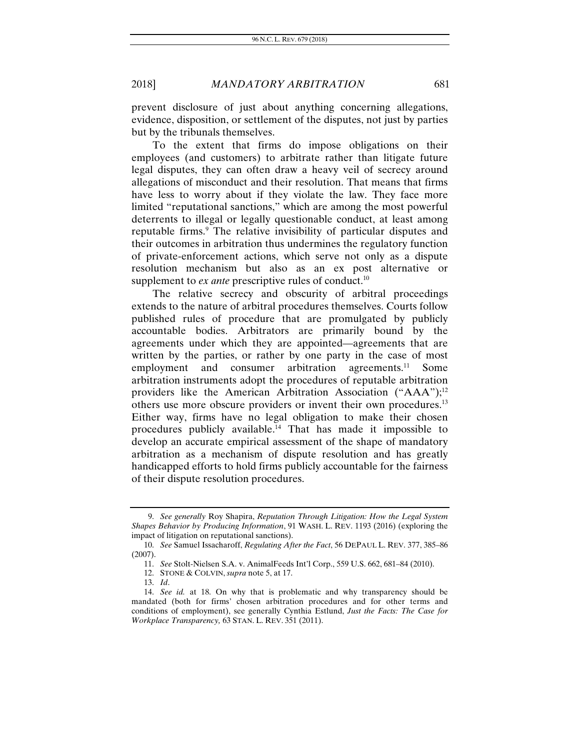prevent disclosure of just about anything concerning allegations, evidence, disposition, or settlement of the disputes, not just by parties but by the tribunals themselves.

To the extent that firms do impose obligations on their employees (and customers) to arbitrate rather than litigate future legal disputes, they can often draw a heavy veil of secrecy around allegations of misconduct and their resolution. That means that firms have less to worry about if they violate the law. They face more limited "reputational sanctions," which are among the most powerful deterrents to illegal or legally questionable conduct, at least among reputable firms.[9] The relative invisibility of particular disputes and their outcomes in arbitration thus undermines the regulatory function of private-enforcement actions, which serve not only as a dispute resolution mechanism but also as an ex post alternative or supplement to *ex ante* prescriptive rules of conduct.[10]

The relative secrecy and obscurity of arbitral proceedings extends to the nature of arbitral procedures themselves. Courts follow published rules of procedure that are promulgated by publicly accountable bodies. Arbitrators are primarily bound by the agreements under which they are appointed—agreements that are written by the parties, or rather by one party in the case of most employment and consumer arbitration agreements.[11] Some arbitration instruments adopt the procedures of reputable arbitration providers like the American Arbitration Association ("AAA");[12] others use more obscure providers or invent their own procedures.[13] Either way, firms have no legal obligation to make their chosen procedures publicly available.[14] That has made it impossible to develop an accurate empirical assessment of the shape of mandatory arbitration as a mechanism of dispute resolution and has greatly handicapped efforts to hold firms publicly accountable for the fairness of their dispute resolution procedures.

---

9. *See generally* Roy Shapira, *Reputation Through Litigation: How the Legal System Shapes Behavior by Producing Information*, 91 WASH. L. REV. 1193 (2016) (exploring the impact of litigation on reputational sanctions).

10. *See* Samuel Issacharoff, *Regulating After the Fact*, 56 DEPAUL L. REV. 377, 385–86 (2007).

11. *See* Stolt-Nielsen S.A. v. AnimalFeeds Int'l Corp., 559 U.S. 662, 681–84 (2010).

12. STONE & COLVIN, *supra* note 5, at 17.

13. *Id*.

14. *See id.* at 18. On why that is problematic and why transparency should be mandated (both for firms' chosen arbitration procedures and for other terms and conditions of employment), see generally Cynthia Estlund, *Just the Facts: The Case for Workplace Transparency,* 63 STAN. L. REV. 351 (2011).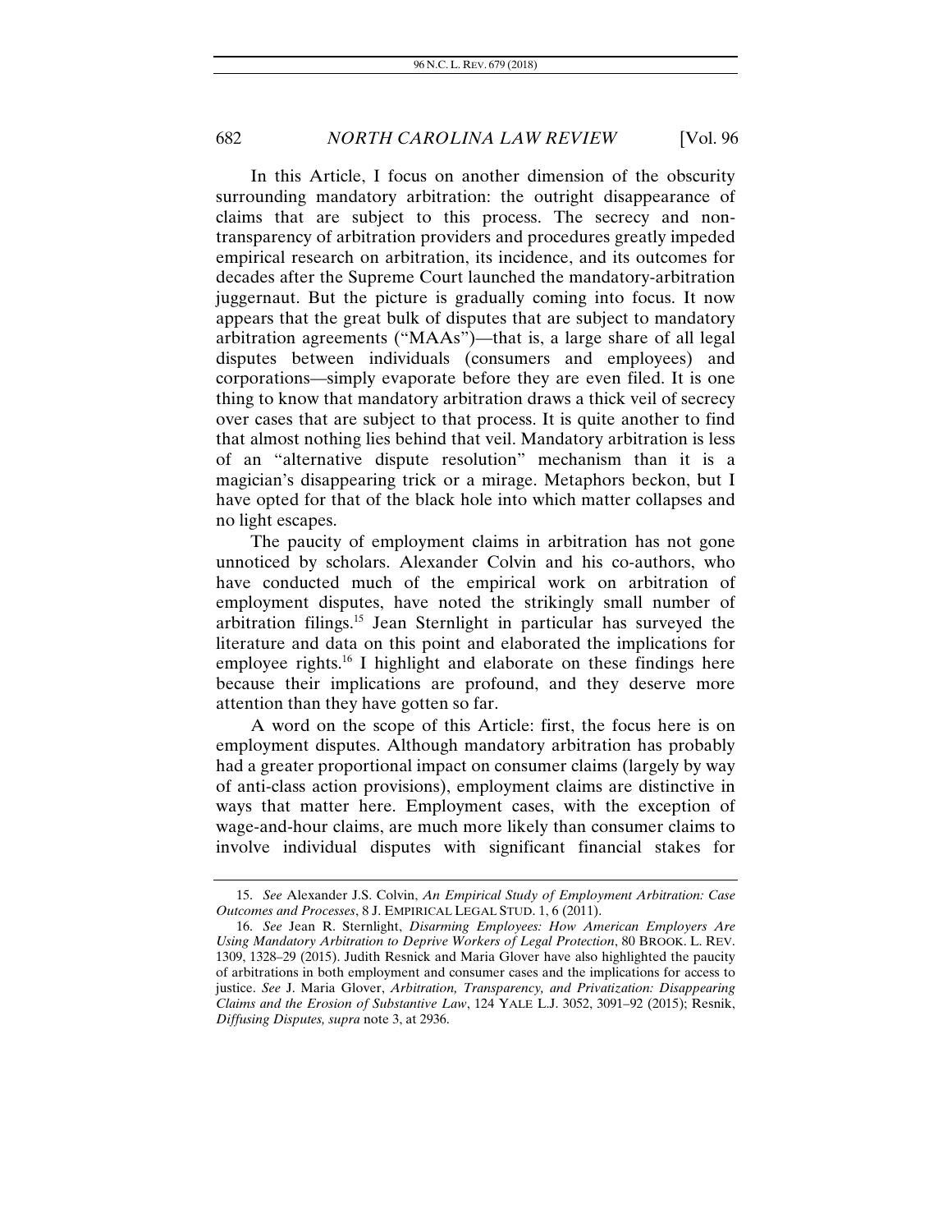In this Article, I focus on another dimension of the obscurity surrounding mandatory arbitration: the outright disappearance of claims that are subject to this process. The secrecy and non-transparency of arbitration providers and procedures greatly impeded empirical research on arbitration, its incidence, and its outcomes for decades after the Supreme Court launched the mandatory-arbitration juggernaut. But the picture is gradually coming into focus. It now appears that the great bulk of disputes that are subject to mandatory arbitration agreements ("MAAs")—that is, a large share of all legal disputes between individuals (consumers and employees) and corporations—simply evaporate before they are even filed. It is one thing to know that mandatory arbitration draws a thick veil of secrecy over cases that are subject to that process. It is quite another to find that almost nothing lies behind that veil. Mandatory arbitration is less of an "alternative dispute resolution" mechanism than it is a magician's disappearing trick or a mirage. Metaphors beckon, but I have opted for that of the black hole into which matter collapses and no light escapes.

The paucity of employment claims in arbitration has not gone unnoticed by scholars. Alexander Colvin and his co-authors, who have conducted much of the empirical work on arbitration of employment disputes, have noted the strikingly small number of arbitration filings.[15] Jean Sternlight in particular has surveyed the literature and data on this point and elaborated the implications for employee rights.[16] I highlight and elaborate on these findings here because their implications are profound, and they deserve more attention than they have gotten so far.

A word on the scope of this Article: first, the focus here is on employment disputes. Although mandatory arbitration has probably had a greater proportional impact on consumer claims (largely by way of anti-class action provisions), employment claims are distinctive in ways that matter here. Employment cases, with the exception of wage-and-hour claims, are much more likely than consumer claims to involve individual disputes with significant financial stakes for

---

15. *See* Alexander J.S. Colvin, *An Empirical Study of Employment Arbitration: Case Outcomes and Processes*, 8 J. EMPIRICAL LEGAL STUD. 1, 6 (2011).

16. *See* Jean R. Sternlight, *Disarming Employees: How American Employers Are Using Mandatory Arbitration to Deprive Workers of Legal Protection*, 80 BROOK. L. REV. 1309, 1328–29 (2015). Judith Resnick and Maria Glover have also highlighted the paucity of arbitrations in both employment and consumer cases and the implications for access to justice. *See* J. Maria Glover, *Arbitration, Transparency, and Privatization: Disappearing Claims and the Erosion of Substantive Law*, 124 YALE L.J. 3052, 3091–92 (2015); Resnik, *Diffusing Disputes, supra* note 3, at 2936.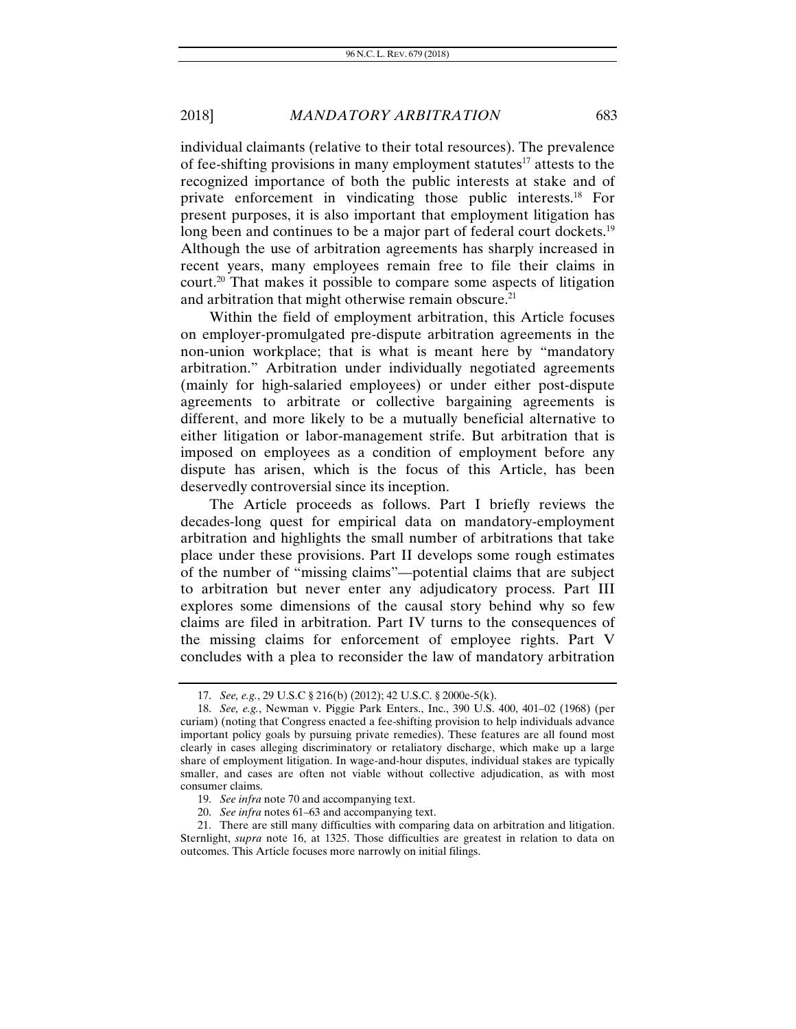individual claimants (relative to their total resources). The prevalence of fee-shifting provisions in many employment statutes[17] attests to the recognized importance of both the public interests at stake and of private enforcement in vindicating those public interests.[18] For present purposes, it is also important that employment litigation has long been and continues to be a major part of federal court dockets.[19] Although the use of arbitration agreements has sharply increased in recent years, many employees remain free to file their claims in court.[20] That makes it possible to compare some aspects of litigation and arbitration that might otherwise remain obscure.[21]

Within the field of employment arbitration, this Article focuses on employer-promulgated pre-dispute arbitration agreements in the non-union workplace; that is what is meant here by "mandatory arbitration." Arbitration under individually negotiated agreements (mainly for high-salaried employees) or under either post-dispute agreements to arbitrate or collective bargaining agreements is different, and more likely to be a mutually beneficial alternative to either litigation or labor-management strife. But arbitration that is imposed on employees as a condition of employment before any dispute has arisen, which is the focus of this Article, has been deservedly controversial since its inception.

The Article proceeds as follows. Part I briefly reviews the decades-long quest for empirical data on mandatory-employment arbitration and highlights the small number of arbitrations that take place under these provisions. Part II develops some rough estimates of the number of "missing claims"—potential claims that are subject to arbitration but never enter any adjudicatory process. Part III explores some dimensions of the causal story behind why so few claims are filed in arbitration. Part IV turns to the consequences of the missing claims for enforcement of employee rights. Part V concludes with a plea to reconsider the law of mandatory arbitration

---

17. *See, e.g.*, 29 U.S.C § 216(b) (2012); 42 U.S.C. § 2000e-5(k).

18. *See, e.g.*, Newman v. Piggie Park Enters., Inc., 390 U.S. 400, 401–02 (1968) (per curiam) (noting that Congress enacted a fee-shifting provision to help individuals advance important policy goals by pursuing private remedies). These features are all found most clearly in cases alleging discriminatory or retaliatory discharge, which make up a large share of employment litigation. In wage-and-hour disputes, individual stakes are typically smaller, and cases are often not viable without collective adjudication, as with most consumer claims.

19. *See infra* note 70 and accompanying text.

20. *See infra* notes 61–63 and accompanying text.

21. There are still many difficulties with comparing data on arbitration and litigation. Sternlight, *supra* note 16, at 1325. Those difficulties are greatest in relation to data on outcomes. This Article focuses more narrowly on initial filings.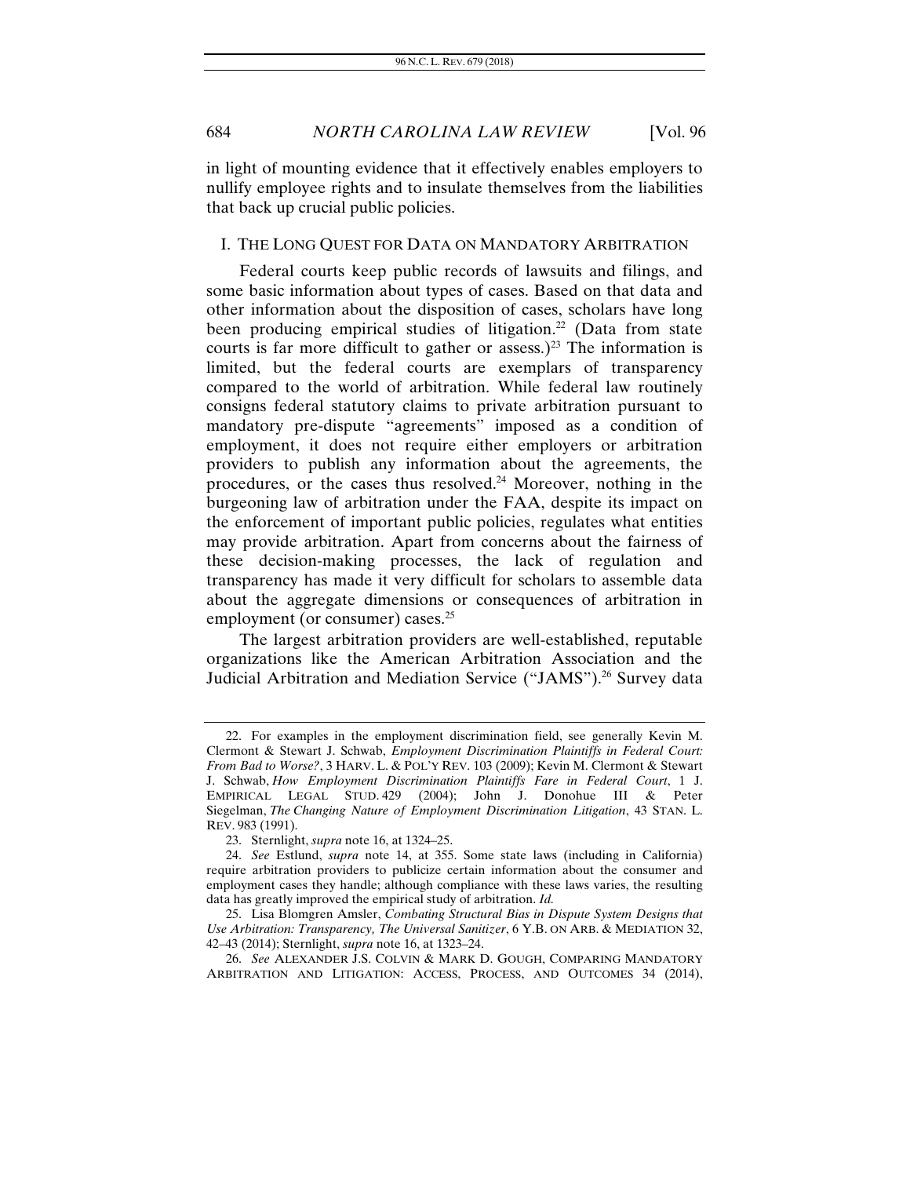in light of mounting evidence that it effectively enables employers to nullify employee rights and to insulate themselves from the liabilities that back up crucial public policies.

## I. THE LONG QUEST FOR DATA ON MANDATORY ARBITRATION

Federal courts keep public records of lawsuits and filings, and some basic information about types of cases. Based on that data and other information about the disposition of cases, scholars have long been producing empirical studies of litigation.[22] (Data from state courts is far more difficult to gather or assess.)[23] The information is limited, but the federal courts are exemplars of transparency compared to the world of arbitration. While federal law routinely consigns federal statutory claims to private arbitration pursuant to mandatory pre-dispute "agreements" imposed as a condition of employment, it does not require either employers or arbitration providers to publish any information about the agreements, the procedures, or the cases thus resolved.[24] Moreover, nothing in the burgeoning law of arbitration under the FAA, despite its impact on the enforcement of important public policies, regulates what entities may provide arbitration. Apart from concerns about the fairness of these decision-making processes, the lack of regulation and transparency has made it very difficult for scholars to assemble data about the aggregate dimensions or consequences of arbitration in employment (or consumer) cases.[25]

The largest arbitration providers are well-established, reputable organizations like the American Arbitration Association and the Judicial Arbitration and Mediation Service ("JAMS").[26] Survey data

---

22. For examples in the employment discrimination field, see generally Kevin M. Clermont & Stewart J. Schwab, *Employment Discrimination Plaintiffs in Federal Court: From Bad to Worse?*, 3 HARV. L. & POL'Y REV. 103 (2009); Kevin M. Clermont & Stewart J. Schwab, *How Employment Discrimination Plaintiffs Fare in Federal Court*, 1 J. EMPIRICAL LEGAL STUD. 429 (2004); John J. Donohue III & Peter Siegelman, *The Changing Nature of Employment Discrimination Litigation*, 43 STAN. L. REV. 983 (1991).

23. Sternlight, *supra* note 16, at 1324–25.

24. *See* Estlund, *supra* note 14, at 355. Some state laws (including in California) require arbitration providers to publicize certain information about the consumer and employment cases they handle; although compliance with these laws varies, the resulting data has greatly improved the empirical study of arbitration. *Id.*

25. Lisa Blomgren Amsler, *Combating Structural Bias in Dispute System Designs that Use Arbitration: Transparency, The Universal Sanitizer*, 6 Y.B. ON ARB. & MEDIATION 32, 42–43 (2014); Sternlight, *supra* note 16, at 1323–24.

26. *See* ALEXANDER J.S. COLVIN & MARK D. GOUGH, COMPARING MANDATORY ARBITRATION AND LITIGATION: ACCESS, PROCESS, AND OUTCOMES 34 (2014),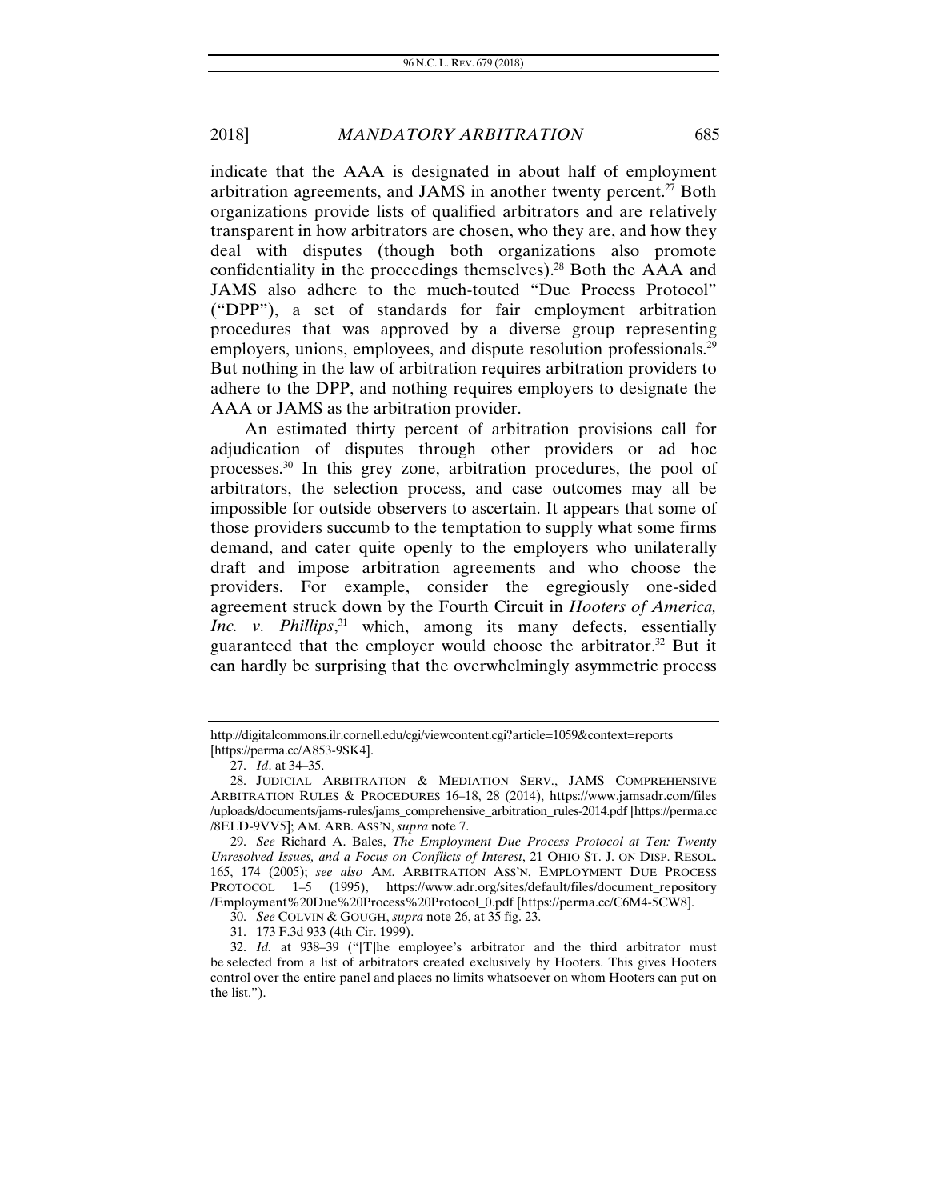indicate that the AAA is designated in about half of employment arbitration agreements, and JAMS in another twenty percent.[27] Both organizations provide lists of qualified arbitrators and are relatively transparent in how arbitrators are chosen, who they are, and how they deal with disputes (though both organizations also promote confidentiality in the proceedings themselves).[28] Both the AAA and JAMS also adhere to the much-touted "Due Process Protocol" ("DPP"), a set of standards for fair employment arbitration procedures that was approved by a diverse group representing employers, unions, employees, and dispute resolution professionals.[29] But nothing in the law of arbitration requires arbitration providers to adhere to the DPP, and nothing requires employers to designate the AAA or JAMS as the arbitration provider.

An estimated thirty percent of arbitration provisions call for adjudication of disputes through other providers or ad hoc processes.[30] In this grey zone, arbitration procedures, the pool of arbitrators, the selection process, and case outcomes may all be impossible for outside observers to ascertain. It appears that some of those providers succumb to the temptation to supply what some firms demand, and cater quite openly to the employers who unilaterally draft and impose arbitration agreements and who choose the providers. For example, consider the egregiously one-sided agreement struck down by the Fourth Circuit in *Hooters of America, Inc. v. Phillips*,[31] which, among its many defects, essentially guaranteed that the employer would choose the arbitrator.[32] But it can hardly be surprising that the overwhelmingly asymmetric process

---

http://digitalcommons.ilr.cornell.edu/cgi/viewcontent.cgi?article=1059&context=reports [https://perma.cc/A853-9SK4].

27. *Id*. at 34–35.

28. JUDICIAL ARBITRATION & MEDIATION SERV., JAMS COMPREHENSIVE ARBITRATION RULES & PROCEDURES 16–18, 28 (2014), https://www.jamsadr.com/files/uploads/documents/jams-rules/jams_comprehensive_arbitration_rules-2014.pdf [https://perma.cc/8ELD-9VV5]; AM. ARB. ASS'N, *supra* note 7.

29. *See* Richard A. Bales, *The Employment Due Process Protocol at Ten: Twenty Unresolved Issues, and a Focus on Conflicts of Interest*, 21 OHIO ST. J. ON DISP. RESOL. 165, 174 (2005); *see also* AM. ARBITRATION ASS'N, EMPLOYMENT DUE PROCESS PROTOCOL 1–5 (1995), https://www.adr.org/sites/default/files/document_repository/Employment%20Due%20Process%20Protocol_0.pdf [https://perma.cc/C6M4-5CW8].

30. *See* COLVIN & GOUGH, *supra* note 26, at 35 fig. 23.

31. 173 F.3d 933 (4th Cir. 1999).

32. *Id.* at 938–39 ("[T]he employee's arbitrator and the third arbitrator must be selected from a list of arbitrators created exclusively by Hooters. This gives Hooters control over the entire panel and places no limits whatsoever on whom Hooters can put on the list.").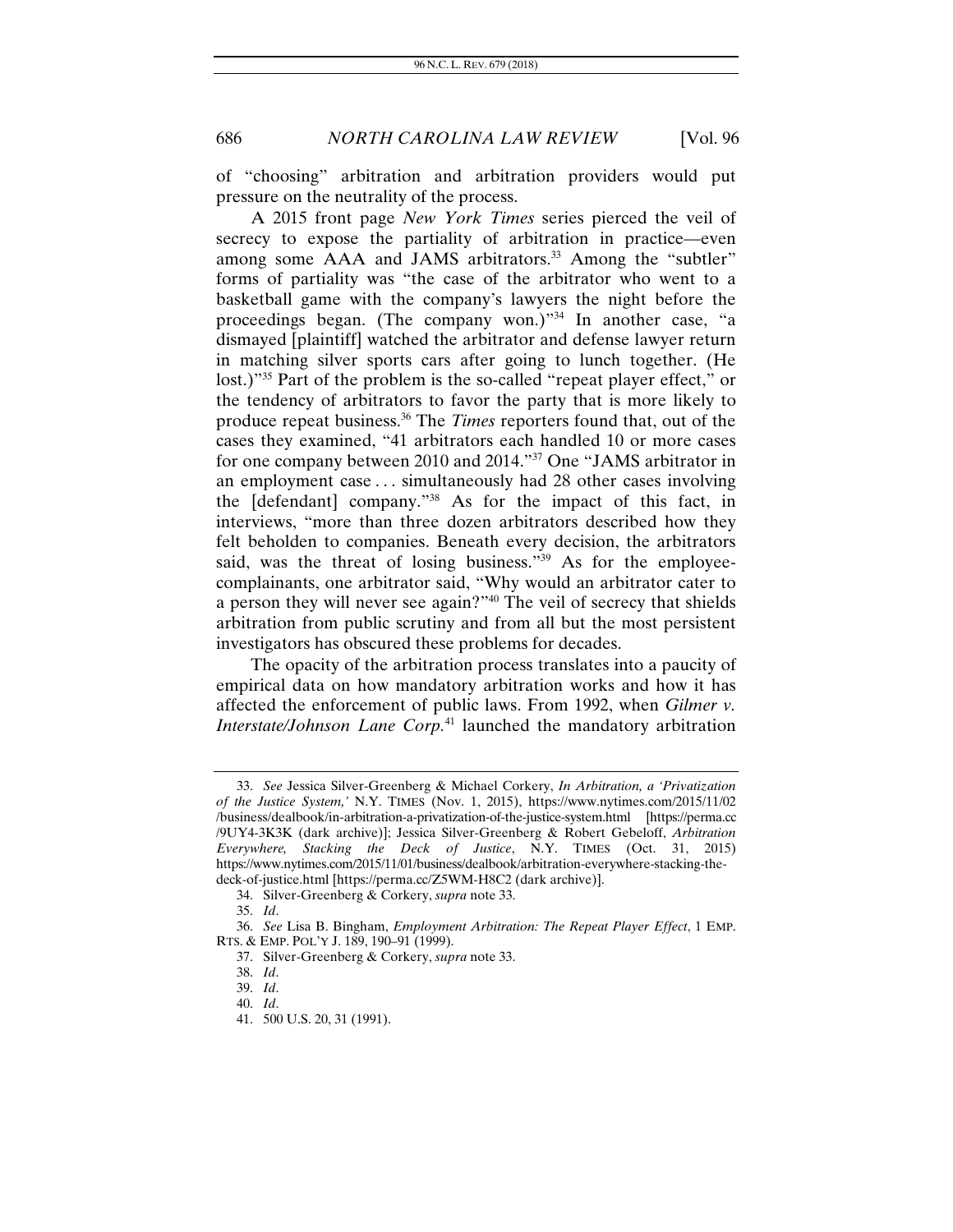of "choosing" arbitration and arbitration providers would put pressure on the neutrality of the process.

A 2015 front page *New York Times* series pierced the veil of secrecy to expose the partiality of arbitration in practice—even among some AAA and JAMS arbitrators.[33] Among the "subtler" forms of partiality was "the case of the arbitrator who went to a basketball game with the company's lawyers the night before the proceedings began. (The company won.)"[34] In another case, "a dismayed [plaintiff] watched the arbitrator and defense lawyer return in matching silver sports cars after going to lunch together. (He lost.)"[35] Part of the problem is the so-called "repeat player effect," or the tendency of arbitrators to favor the party that is more likely to produce repeat business.[36] The *Times* reporters found that, out of the cases they examined, "41 arbitrators each handled 10 or more cases for one company between 2010 and 2014."[37] One "JAMS arbitrator in an employment case . . . simultaneously had 28 other cases involving the [defendant] company."[38] As for the impact of this fact, in interviews, "more than three dozen arbitrators described how they felt beholden to companies. Beneath every decision, the arbitrators said, was the threat of losing business."[39] As for the employee-complainants, one arbitrator said, "Why would an arbitrator cater to a person they will never see again?"[40] The veil of secrecy that shields arbitration from public scrutiny and from all but the most persistent investigators has obscured these problems for decades.

The opacity of the arbitration process translates into a paucity of empirical data on how mandatory arbitration works and how it has affected the enforcement of public laws. From 1992, when *Gilmer v. Interstate/Johnson Lane Corp.*[41] launched the mandatory arbitration

---

33. *See* Jessica Silver-Greenberg & Michael Corkery, *In Arbitration, a 'Privatization of the Justice System,'* N.Y. TIMES (Nov. 1, 2015), https://www.nytimes.com/2015/11/02/business/dealbook/in-arbitration-a-privatization-of-the-justice-system.html [https://perma.cc/9UY4-3K3K (dark archive)]; Jessica Silver-Greenberg & Robert Gebeloff, *Arbitration Everywhere, Stacking the Deck of Justice*, N.Y. TIMES (Oct. 31, 2015) https://www.nytimes.com/2015/11/01/business/dealbook/arbitration-everywhere-stacking-the-deck-of-justice.html [https://perma.cc/Z5WM-H8C2 (dark archive)].

34. Silver-Greenberg & Corkery, *supra* note 33.

35. *Id*.

36. *See* Lisa B. Bingham, *Employment Arbitration: The Repeat Player Effect*, 1 EMP. RTS. & EMP. POL'Y J. 189, 190–91 (1999).

37. Silver-Greenberg & Corkery, *supra* note 33.

38. *Id*.

39. *Id*.

40. *Id*.

41. 500 U.S. 20, 31 (1991).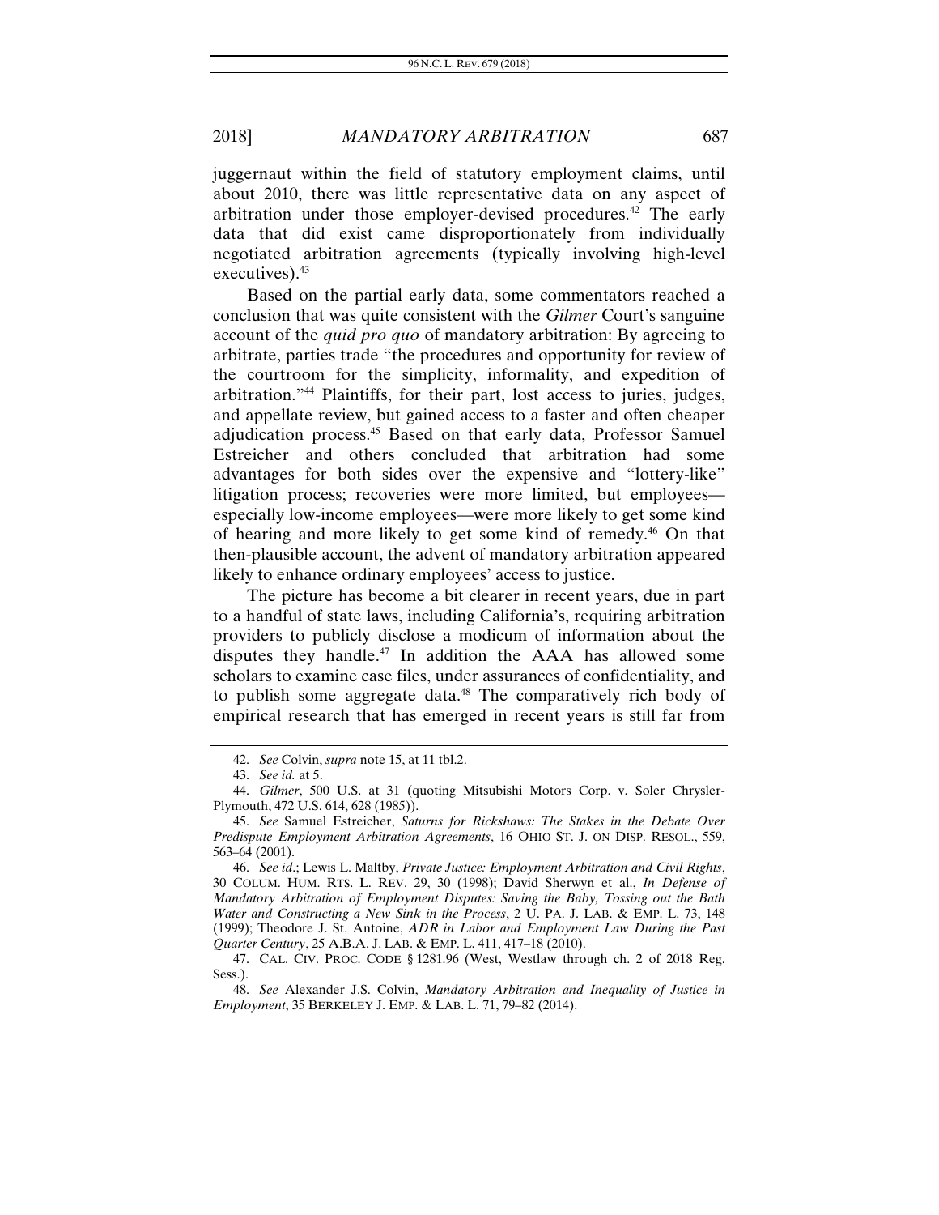juggernaut within the field of statutory employment claims, until about 2010, there was little representative data on any aspect of arbitration under those employer-devised procedures.[42] The early data that did exist came disproportionately from individually negotiated arbitration agreements (typically involving high-level executives).[43]

Based on the partial early data, some commentators reached a conclusion that was quite consistent with the *Gilmer* Court's sanguine account of the *quid pro quo* of mandatory arbitration: By agreeing to arbitrate, parties trade "the procedures and opportunity for review of the courtroom for the simplicity, informality, and expedition of arbitration."[44] Plaintiffs, for their part, lost access to juries, judges, and appellate review, but gained access to a faster and often cheaper adjudication process.[45] Based on that early data, Professor Samuel Estreicher and others concluded that arbitration had some advantages for both sides over the expensive and "lottery-like" litigation process; recoveries were more limited, but employees—especially low-income employees—were more likely to get some kind of hearing and more likely to get some kind of remedy.[46] On that then-plausible account, the advent of mandatory arbitration appeared likely to enhance ordinary employees' access to justice.

The picture has become a bit clearer in recent years, due in part to a handful of state laws, including California's, requiring arbitration providers to publicly disclose a modicum of information about the disputes they handle.[47] In addition the AAA has allowed some scholars to examine case files, under assurances of confidentiality, and to publish some aggregate data.[48] The comparatively rich body of empirical research that has emerged in recent years is still far from

---

42. *See* Colvin, *supra* note 15, at 11 tbl.2.

43. *See id.* at 5.

44. *Gilmer*, 500 U.S. at 31 (quoting Mitsubishi Motors Corp. v. Soler Chrysler-Plymouth, 472 U.S. 614, 628 (1985)).

45. *See* Samuel Estreicher, *Saturns for Rickshaws: The Stakes in the Debate Over Predispute Employment Arbitration Agreements*, 16 OHIO ST. J. ON DISP. RESOL., 559, 563–64 (2001).

46. *See id.*; Lewis L. Maltby, *Private Justice: Employment Arbitration and Civil Rights*, 30 COLUM. HUM. RTS. L. REV. 29, 30 (1998); David Sherwyn et al., *In Defense of Mandatory Arbitration of Employment Disputes: Saving the Baby, Tossing out the Bath Water and Constructing a New Sink in the Process*, 2 U. PA. J. LAB. & EMP. L. 73, 148 (1999); Theodore J. St. Antoine, *ADR in Labor and Employment Law During the Past Quarter Century*, 25 A.B.A. J. LAB. & EMP. L. 411, 417–18 (2010).

47. CAL. CIV. PROC. CODE § 1281.96 (West, Westlaw through ch. 2 of 2018 Reg. Sess.).

48. *See* Alexander J.S. Colvin, *Mandatory Arbitration and Inequality of Justice in Employment*, 35 BERKELEY J. EMP. & LAB. L. 71, 79–82 (2014).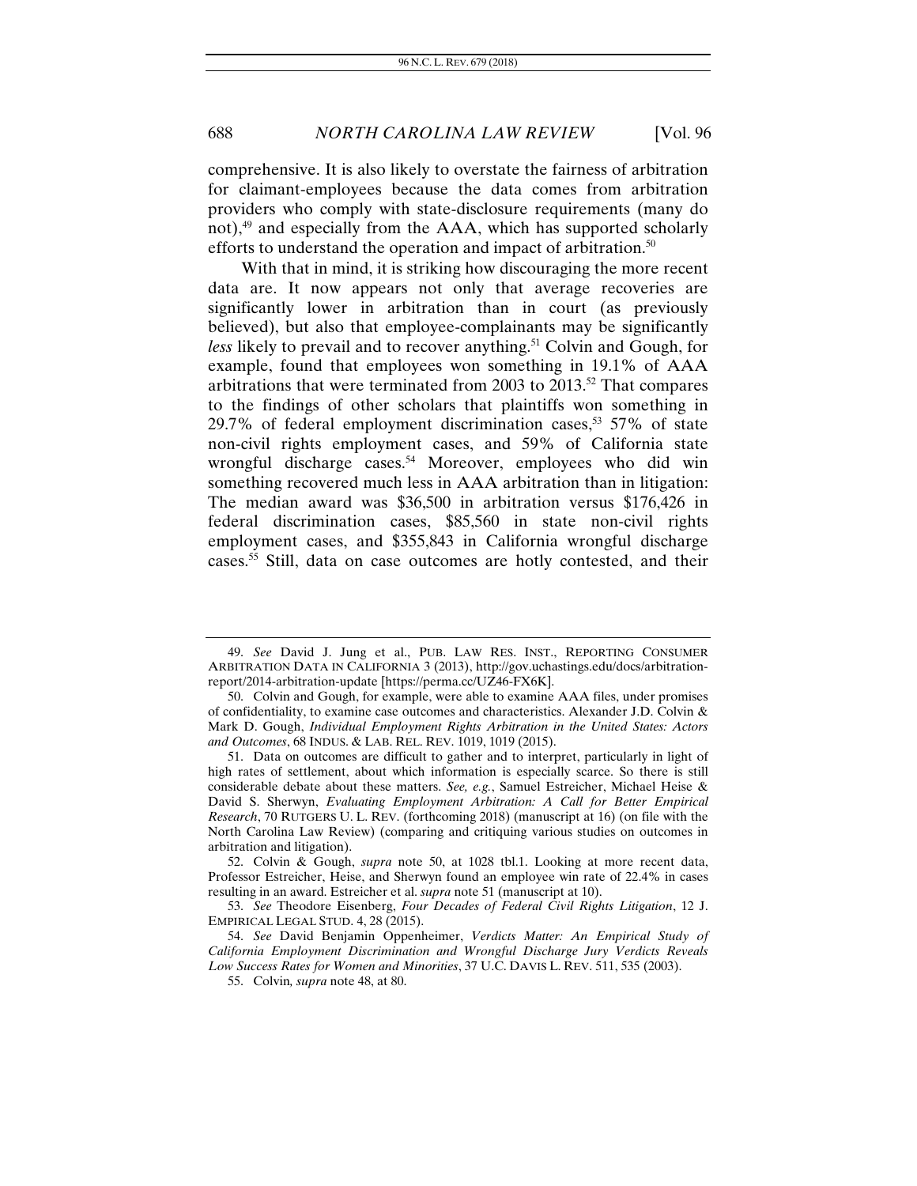comprehensive. It is also likely to overstate the fairness of arbitration for claimant-employees because the data comes from arbitration providers who comply with state-disclosure requirements (many do not),[49] and especially from the AAA, which has supported scholarly efforts to understand the operation and impact of arbitration.[50]

With that in mind, it is striking how discouraging the more recent data are. It now appears not only that average recoveries are significantly lower in arbitration than in court (as previously believed), but also that employee-complainants may be significantly *less* likely to prevail and to recover anything.[51] Colvin and Gough, for example, found that employees won something in 19.1% of AAA arbitrations that were terminated from 2003 to 2013.[52] That compares to the findings of other scholars that plaintiffs won something in 29.7% of federal employment discrimination cases,[53] 57% of state non-civil rights employment cases, and 59% of California state wrongful discharge cases.[54] Moreover, employees who did win something recovered much less in AAA arbitration than in litigation: The median award was $36,500 in arbitration versus $176,426 in federal discrimination cases, $85,560 in state non-civil rights employment cases, and $355,843 in California wrongful discharge cases.[55] Still, data on case outcomes are hotly contested, and their

---

49. *See* David J. Jung et al., PUB. LAW RES. INST., REPORTING CONSUMER ARBITRATION DATA IN CALIFORNIA 3 (2013), http://gov.uchastings.edu/docs/arbitration-report/2014-arbitration-update [https://perma.cc/UZ46-FX6K].

50. Colvin and Gough, for example, were able to examine AAA files, under promises of confidentiality, to examine case outcomes and characteristics. Alexander J.D. Colvin & Mark D. Gough, *Individual Employment Rights Arbitration in the United States: Actors and Outcomes*, 68 INDUS. & LAB. REL. REV. 1019, 1019 (2015).

51. Data on outcomes are difficult to gather and to interpret, particularly in light of high rates of settlement, about which information is especially scarce. So there is still considerable debate about these matters. *See, e.g.*, Samuel Estreicher, Michael Heise & David S. Sherwyn, *Evaluating Employment Arbitration: A Call for Better Empirical Research*, 70 RUTGERS U. L. REV. (forthcoming 2018) (manuscript at 16) (on file with the North Carolina Law Review) (comparing and critiquing various studies on outcomes in arbitration and litigation).

52. Colvin & Gough, *supra* note 50, at 1028 tbl.1. Looking at more recent data, Professor Estreicher, Heise, and Sherwyn found an employee win rate of 22.4% in cases resulting in an award. Estreicher et al. *supra* note 51 (manuscript at 10).

53. *See* Theodore Eisenberg, *Four Decades of Federal Civil Rights Litigation*, 12 J. EMPIRICAL LEGAL STUD. 4, 28 (2015).

54. *See* David Benjamin Oppenheimer, *Verdicts Matter: An Empirical Study of California Employment Discrimination and Wrongful Discharge Jury Verdicts Reveals Low Success Rates for Women and Minorities*, 37 U.C. DAVIS L. REV. 511, 535 (2003).

55. Colvin*, supra* note 48, at 80.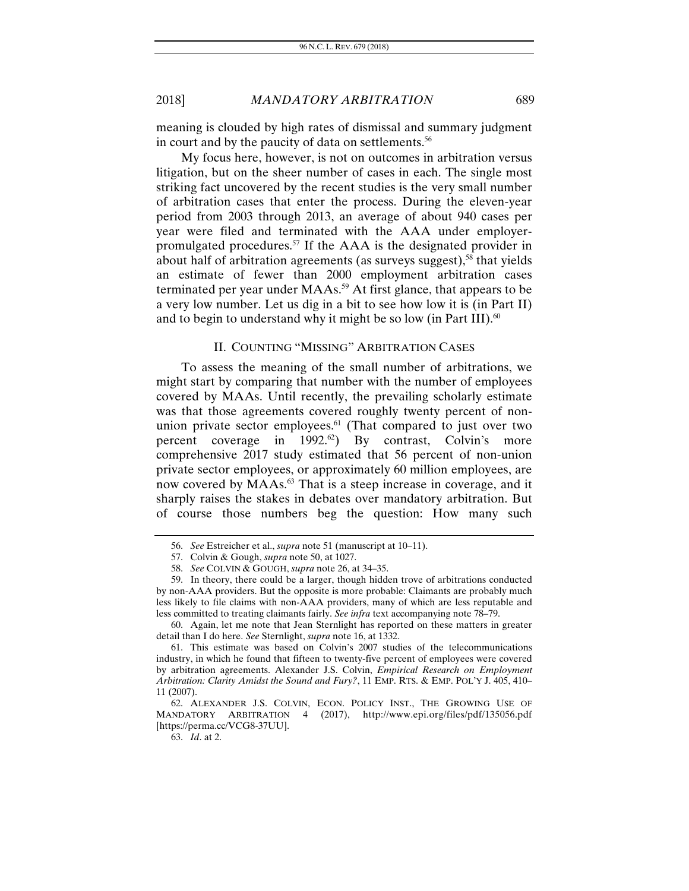meaning is clouded by high rates of dismissal and summary judgment in court and by the paucity of data on settlements.[56]

My focus here, however, is not on outcomes in arbitration versus litigation, but on the sheer number of cases in each. The single most striking fact uncovered by the recent studies is the very small number of arbitration cases that enter the process. During the eleven-year period from 2003 through 2013, an average of about 940 cases per year were filed and terminated with the AAA under employer-promulgated procedures.[57] If the AAA is the designated provider in about half of arbitration agreements (as surveys suggest),[58] that yields an estimate of fewer than 2000 employment arbitration cases terminated per year under MAAs.[59] At first glance, that appears to be a very low number. Let us dig in a bit to see how low it is (in Part II) and to begin to understand why it might be so low (in Part III).[60]

## II. COUNTING "MISSING" ARBITRATION CASES

To assess the meaning of the small number of arbitrations, we might start by comparing that number with the number of employees covered by MAAs. Until recently, the prevailing scholarly estimate was that those agreements covered roughly twenty percent of non-union private sector employees.[61] (That compared to just over two percent coverage in 1992.[62]) By contrast, Colvin's more comprehensive 2017 study estimated that 56 percent of non-union private sector employees, or approximately 60 million employees, are now covered by MAAs.[63] That is a steep increase in coverage, and it sharply raises the stakes in debates over mandatory arbitration. But of course those numbers beg the question: How many such

---

56. *See* Estreicher et al., *supra* note 51 (manuscript at 10–11).

57. Colvin & Gough, *supra* note 50, at 1027.

58. *See* COLVIN & GOUGH, *supra* note 26, at 34–35.

59. In theory, there could be a larger, though hidden trove of arbitrations conducted by non-AAA providers. But the opposite is more probable: Claimants are probably much less likely to file claims with non-AAA providers, many of which are less reputable and less committed to treating claimants fairly. *See infra* text accompanying note 78–79.

60. Again, let me note that Jean Sternlight has reported on these matters in greater detail than I do here. *See* Sternlight, *supra* note 16, at 1332.

61. This estimate was based on Colvin's 2007 studies of the telecommunications industry, in which he found that fifteen to twenty-five percent of employees were covered by arbitration agreements. Alexander J.S. Colvin, *Empirical Research on Employment Arbitration: Clarity Amidst the Sound and Fury?*, 11 EMP. RTS. & EMP. POL'Y J. 405, 410–11 (2007).

62. ALEXANDER J.S. COLVIN, ECON. POLICY INST., THE GROWING USE OF MANDATORY ARBITRATION 4 (2017), http://www.epi.org/files/pdf/135056.pdf [https://perma.cc/VCG8-37UU].

63. *Id*. at 2.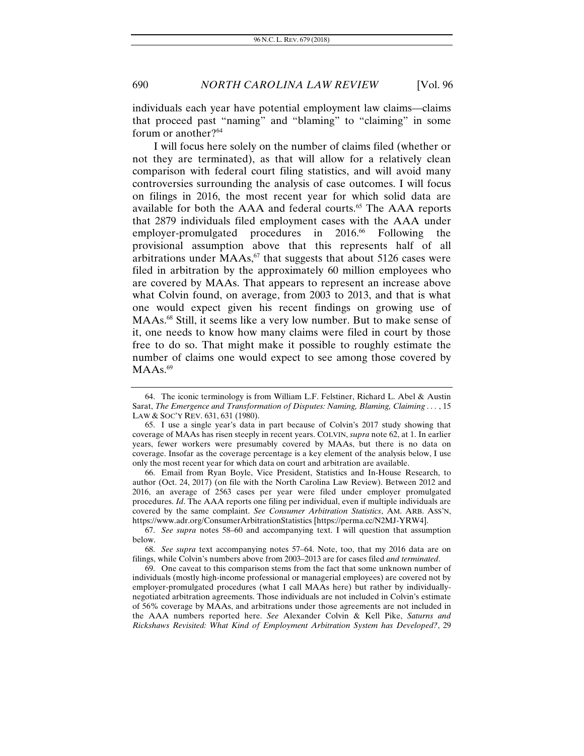individuals each year have potential employment law claims—claims that proceed past "naming" and "blaming" to "claiming" in some forum or another?[64]

I will focus here solely on the number of claims filed (whether or not they are terminated), as that will allow for a relatively clean comparison with federal court filing statistics, and will avoid many controversies surrounding the analysis of case outcomes. I will focus on filings in 2016, the most recent year for which solid data are available for both the AAA and federal courts.[65] The AAA reports that 2879 individuals filed employment cases with the AAA under employer-promulgated procedures in 2016.[66] Following the provisional assumption above that this represents half of all arbitrations under MAAs,[67] that suggests that about 5126 cases were filed in arbitration by the approximately 60 million employees who are covered by MAAs. That appears to represent an increase above what Colvin found, on average, from 2003 to 2013, and that is what one would expect given his recent findings on growing use of MAAs.[68] Still, it seems like a very low number. But to make sense of it, one needs to know how many claims were filed in court by those free to do so. That might make it possible to roughly estimate the number of claims one would expect to see among those covered by MAAs.[69]

---

64. The iconic terminology is from William L.F. Felstiner, Richard L. Abel & Austin Sarat, *The Emergence and Transformation of Disputes: Naming, Blaming, Claiming . . .*, 15 LAW & SOC'Y REV. 631, 631 (1980).

65. I use a single year's data in part because of Colvin's 2017 study showing that coverage of MAAs has risen steeply in recent years. COLVIN, *supra* note 62, at 1. In earlier years, fewer workers were presumably covered by MAAs, but there is no data on coverage. Insofar as the coverage percentage is a key element of the analysis below, I use only the most recent year for which data on court and arbitration are available.

66. Email from Ryan Boyle, Vice President, Statistics and In-House Research, to author (Oct. 24, 2017) (on file with the North Carolina Law Review). Between 2012 and 2016, an average of 2563 cases per year were filed under employer promulgated procedures. *Id*. The AAA reports one filing per individual, even if multiple individuals are covered by the same complaint. *See Consumer Arbitration Statistics*, AM. ARB. ASS'N, https://www.adr.org/ConsumerArbitrationStatistics [https://perma.cc/N2MJ-YRW4].

67. *See supra* notes 58–60 and accompanying text. I will question that assumption below.

68. *See supra* text accompanying notes 57–64. Note, too, that my 2016 data are on filings, while Colvin's numbers above from 2003–2013 are for cases filed *and terminated*.

69. One caveat to this comparison stems from the fact that some unknown number of individuals (mostly high-income professional or managerial employees) are covered not by employer-promulgated procedures (what I call MAAs here) but rather by individually-negotiated arbitration agreements. Those individuals are not included in Colvin's estimate of 56% coverage by MAAs, and arbitrations under those agreements are not included in the AAA numbers reported here. *See* Alexander Colvin & Kell Pike, *Saturns and Rickshaws Revisited: What Kind of Employment Arbitration System has Developed?*, 29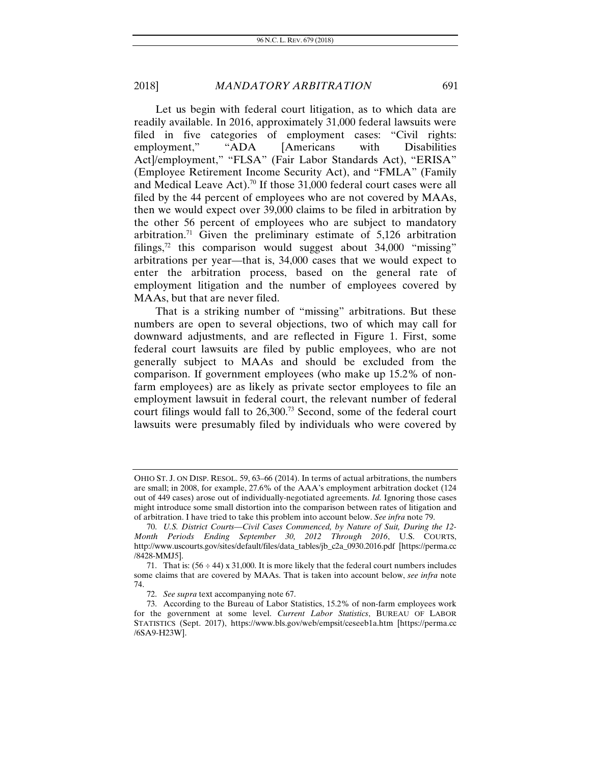Let us begin with federal court litigation, as to which data are readily available. In 2016, approximately 31,000 federal lawsuits were filed in five categories of employment cases: "Civil rights: employment," "ADA [Americans with Disabilities Act]/employment," "FLSA" (Fair Labor Standards Act), "ERISA" (Employee Retirement Income Security Act), and "FMLA" (Family and Medical Leave Act).[70] If those 31,000 federal court cases were all filed by the 44 percent of employees who are not covered by MAAs, then we would expect over 39,000 claims to be filed in arbitration by the other 56 percent of employees who are subject to mandatory arbitration.[71] Given the preliminary estimate of 5,126 arbitration filings,[72] this comparison would suggest about 34,000 "missing" arbitrations per year—that is, 34,000 cases that we would expect to enter the arbitration process, based on the general rate of employment litigation and the number of employees covered by MAAs, but that are never filed.

That is a striking number of "missing" arbitrations. But these numbers are open to several objections, two of which may call for downward adjustments, and are reflected in Figure 1. First, some federal court lawsuits are filed by public employees, who are not generally subject to MAAs and should be excluded from the comparison. If government employees (who make up 15.2% of non-farm employees) are as likely as private sector employees to file an employment lawsuit in federal court, the relevant number of federal court filings would fall to 26,300.[73] Second, some of the federal court lawsuits were presumably filed by individuals who were covered by

---

OHIO ST. J. ON DISP. RESOL. 59, 63–66 (2014). In terms of actual arbitrations, the numbers are small; in 2008, for example, 27.6% of the AAA's employment arbitration docket (124 out of 449 cases) arose out of individually-negotiated agreements. *Id.* Ignoring those cases might introduce some small distortion into the comparison between rates of litigation and of arbitration. I have tried to take this problem into account below. *See infra* note 79.

70. *U.S. District Courts—Civil Cases Commenced, by Nature of Suit, During the 12-Month Periods Ending September 30, 2012 Through 2016*, U.S. COURTS, http://www.uscourts.gov/sites/default/files/data_tables/jb_c2a_0930.2016.pdf [https://perma.cc/8428-MMJ5].

71. That is: $(56 \div 44) \times 31{,}000$. It is more likely that the federal court numbers includes some claims that are covered by MAAs. That is taken into account below, *see infra* note 74.

72. *See supra* text accompanying note 67.

73. According to the Bureau of Labor Statistics, 15.2% of non-farm employees work for the government at some level. *Current Labor Statistics*, BUREAU OF LABOR STATISTICS (Sept. 2017), https://www.bls.gov/web/empsit/ceseeb1a.htm [https://perma.cc/6SA9-H23W].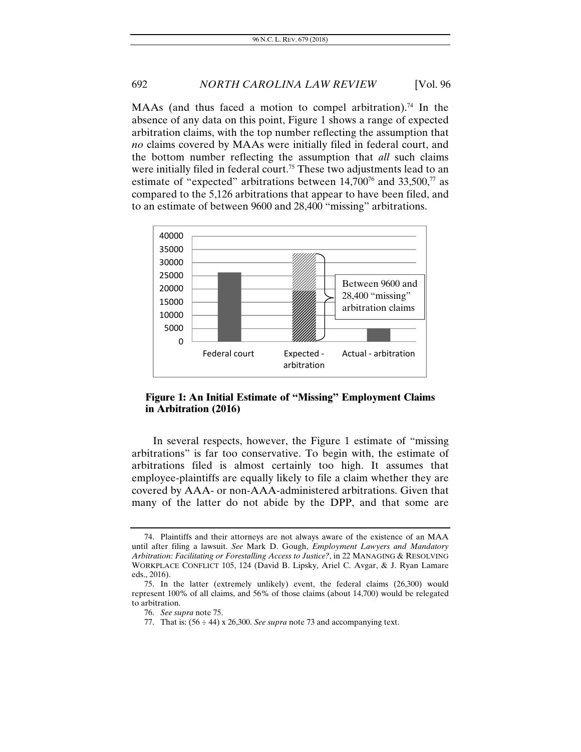MAAs (and thus faced a motion to compel arbitration).[74] In the absence of any data on this point, Figure 1 shows a range of expected arbitration claims, with the top number reflecting the assumption that *no* claims covered by MAAs were initially filed in federal court, and the bottom number reflecting the assumption that *all* such claims were initially filed in federal court.[75] These two adjustments lead to an estimate of "expected" arbitrations between 14,700[76] and 33,500,[77] as compared to the 5,126 arbitrations that appear to have been filed, and to an estimate of between 9600 and 28,400 "missing" arbitrations.

**Figure 1: An Initial Estimate of "Missing" Employment Claims in Arbitration (2016)**

In several respects, however, the Figure 1 estimate of "missing arbitrations" is far too conservative. To begin with, the estimate of arbitrations filed is almost certainly too high. It assumes that employee-plaintiffs are equally likely to file a claim whether they are covered by AAA- or non-AAA-administered arbitrations. Given that many of the latter do not abide by the DPP, and that some are

---

74. Plaintiffs and their attorneys are not always aware of the existence of an MAA until after filing a lawsuit. *See* Mark D. Gough, *Employment Lawyers and Mandatory Arbitration: Facilitating or Forestalling Access to Justice?*, in 22 MANAGING & RESOLVING WORKPLACE CONFLICT 105, 124 (David B. Lipsky, Ariel C. Avgar, & J. Ryan Lamare eds., 2016).

75. In the latter (extremely unlikely) event, the federal claims (26,300) would represent 100% of all claims, and 56% of those claims (about 14,700) would be relegated to arbitration.

76. *See supra* note 75.

77. That is: (56 ÷ 44) x 26,300. *See supra* note 73 and accompanying text.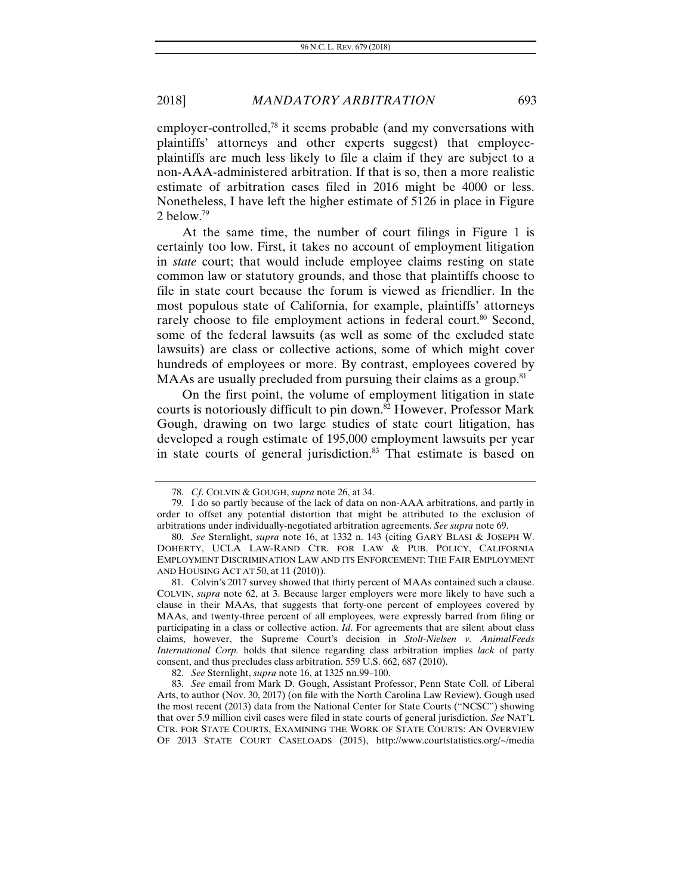employer-controlled,[78] it seems probable (and my conversations with plaintiffs' attorneys and other experts suggest) that employee-plaintiffs are much less likely to file a claim if they are subject to a non-AAA-administered arbitration. If that is so, then a more realistic estimate of arbitration cases filed in 2016 might be 4000 or less. Nonetheless, I have left the higher estimate of 5126 in place in Figure 2 below.[79]

At the same time, the number of court filings in Figure 1 is certainly too low. First, it takes no account of employment litigation in *state* court; that would include employee claims resting on state common law or statutory grounds, and those that plaintiffs choose to file in state court because the forum is viewed as friendlier. In the most populous state of California, for example, plaintiffs' attorneys rarely choose to file employment actions in federal court.[80] Second, some of the federal lawsuits (as well as some of the excluded state lawsuits) are class or collective actions, some of which might cover hundreds of employees or more. By contrast, employees covered by MAAs are usually precluded from pursuing their claims as a group.[81]

On the first point, the volume of employment litigation in state courts is notoriously difficult to pin down.[82] However, Professor Mark Gough, drawing on two large studies of state court litigation, has developed a rough estimate of 195,000 employment lawsuits per year in state courts of general jurisdiction.[83] That estimate is based on

---

78. *Cf*. COLVIN & GOUGH, *supra* note 26, at 34.

79. I do so partly because of the lack of data on non-AAA arbitrations, and partly in order to offset any potential distortion that might be attributed to the exclusion of arbitrations under individually-negotiated arbitration agreements. *See supra* note 69.

80. *See* Sternlight, *supra* note 16, at 1332 n. 143 (citing GARY BLASI & JOSEPH W. DOHERTY, UCLA LAW-RAND CTR. FOR LAW & PUB. POLICY, CALIFORNIA EMPLOYMENT DISCRIMINATION LAW AND ITS ENFORCEMENT: THE FAIR EMPLOYMENT AND HOUSING ACT AT 50, at 11 (2010)).

81. Colvin's 2017 survey showed that thirty percent of MAAs contained such a clause. COLVIN, *supra* note 62, at 3. Because larger employers were more likely to have such a clause in their MAAs, that suggests that forty-one percent of employees covered by MAAs, and twenty-three percent of all employees, were expressly barred from filing or participating in a class or collective action. *Id*. For agreements that are silent about class claims, however, the Supreme Court's decision in *Stolt-Nielsen v. AnimalFeeds International Corp.* holds that silence regarding class arbitration implies *lack* of party consent, and thus precludes class arbitration. 559 U.S. 662, 687 (2010).

82. *See* Sternlight, *supra* note 16, at 1325 nn.99–100.

83. *See* email from Mark D. Gough, Assistant Professor, Penn State Coll. of Liberal Arts, to author (Nov. 30, 2017) (on file with the North Carolina Law Review). Gough used the most recent (2013) data from the National Center for State Courts ("NCSC") showing that over 5.9 million civil cases were filed in state courts of general jurisdiction. *See* NAT'L CTR. FOR STATE COURTS, EXAMINING THE WORK OF STATE COURTS: AN OVERVIEW OF 2013 STATE COURT CASELOADS (2015), http://www.courtstatistics.org/~/media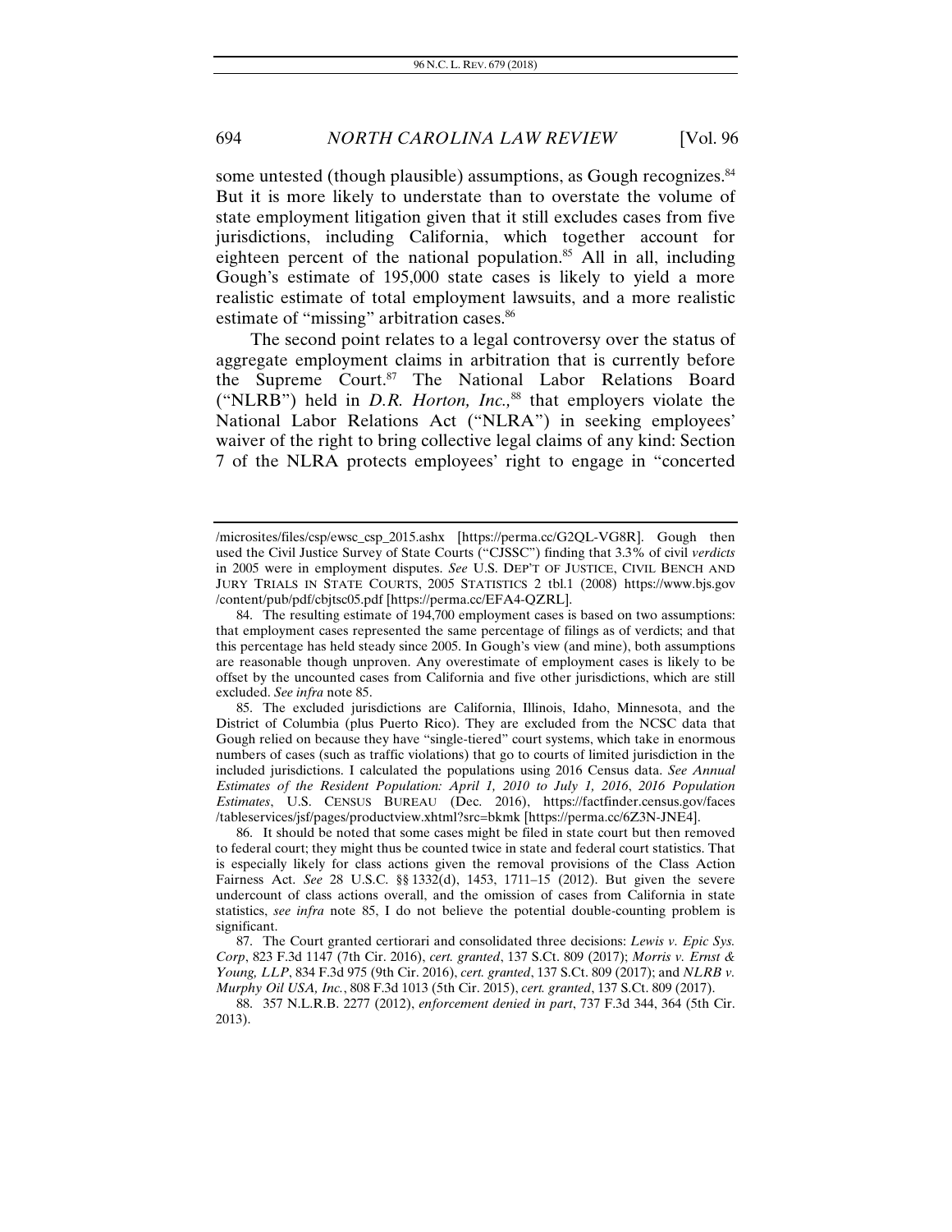some untested (though plausible) assumptions, as Gough recognizes.[84] But it is more likely to understate than to overstate the volume of state employment litigation given that it still excludes cases from five jurisdictions, including California, which together account for eighteen percent of the national population.[85] All in all, including Gough's estimate of 195,000 state cases is likely to yield a more realistic estimate of total employment lawsuits, and a more realistic estimate of "missing" arbitration cases.[86]

The second point relates to a legal controversy over the status of aggregate employment claims in arbitration that is currently before the Supreme Court.[87] The National Labor Relations Board ("NLRB") held in *D.R. Horton, Inc.*,[88] that employers violate the National Labor Relations Act ("NLRA") in seeking employees' waiver of the right to bring collective legal claims of any kind: Section 7 of the NLRA protects employees' right to engage in "concerted

---

/microsites/files/csp/ewsc_csp_2015.ashx [https://perma.cc/G2QL-VG8R]. Gough then used the Civil Justice Survey of State Courts ("CJSSC") finding that 3.3% of civil *verdicts* in 2005 were in employment disputes. *See* U.S. DEP'T OF JUSTICE, CIVIL BENCH AND JURY TRIALS IN STATE COURTS, 2005 STATISTICS 2 tbl.1 (2008) https://www.bjs.gov /content/pub/pdf/cbjtsc05.pdf [https://perma.cc/EFA4-QZRL].

84. The resulting estimate of 194,700 employment cases is based on two assumptions: that employment cases represented the same percentage of filings as of verdicts; and that this percentage has held steady since 2005. In Gough's view (and mine), both assumptions are reasonable though unproven. Any overestimate of employment cases is likely to be offset by the uncounted cases from California and five other jurisdictions, which are still excluded. *See infra* note 85.

85. The excluded jurisdictions are California, Illinois, Idaho, Minnesota, and the District of Columbia (plus Puerto Rico). They are excluded from the NCSC data that Gough relied on because they have "single-tiered" court systems, which take in enormous numbers of cases (such as traffic violations) that go to courts of limited jurisdiction in the included jurisdictions. I calculated the populations using 2016 Census data. *See Annual Estimates of the Resident Population: April 1, 2010 to July 1, 2016*, *2016 Population Estimates*, U.S. CENSUS BUREAU (Dec. 2016), https://factfinder.census.gov/faces /tableservices/jsf/pages/productview.xhtml?src=bkmk [https://perma.cc/6Z3N-JNE4].

86. It should be noted that some cases might be filed in state court but then removed to federal court; they might thus be counted twice in state and federal court statistics. That is especially likely for class actions given the removal provisions of the Class Action Fairness Act. *See* 28 U.S.C. §§ 1332(d), 1453, 1711–15 (2012). But given the severe undercount of class actions overall, and the omission of cases from California in state statistics, *see infra* note 85, I do not believe the potential double-counting problem is significant.

87. The Court granted certiorari and consolidated three decisions: *Lewis v. Epic Sys. Corp*, 823 F.3d 1147 (7th Cir. 2016), *cert. granted*, 137 S.Ct. 809 (2017); *Morris v. Ernst & Young, LLP*, 834 F.3d 975 (9th Cir. 2016), *cert. granted*, 137 S.Ct. 809 (2017); and *NLRB v. Murphy Oil USA, Inc.*, 808 F.3d 1013 (5th Cir. 2015), *cert. granted*, 137 S.Ct. 809 (2017).

88. 357 N.L.R.B. 2277 (2012), *enforcement denied in part*, 737 F.3d 344, 364 (5th Cir. 2013).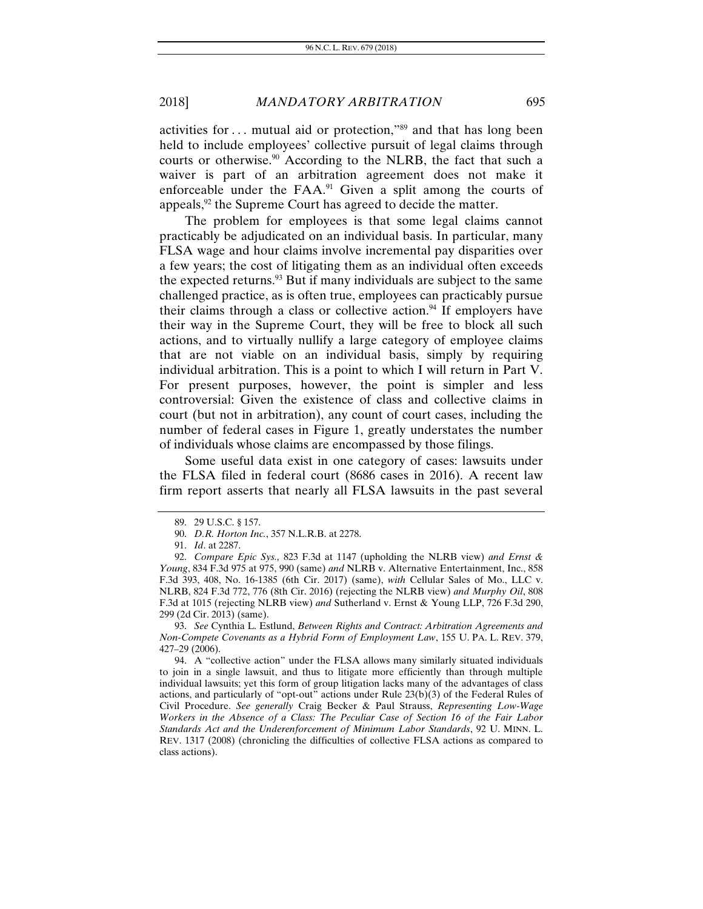activities for . . . mutual aid or protection,"[89] and that has long been held to include employees' collective pursuit of legal claims through courts or otherwise.[90] According to the NLRB, the fact that such a waiver is part of an arbitration agreement does not make it enforceable under the FAA.[91] Given a split among the courts of appeals,[92] the Supreme Court has agreed to decide the matter.

The problem for employees is that some legal claims cannot practicably be adjudicated on an individual basis. In particular, many FLSA wage and hour claims involve incremental pay disparities over a few years; the cost of litigating them as an individual often exceeds the expected returns.[93] But if many individuals are subject to the same challenged practice, as is often true, employees can practicably pursue their claims through a class or collective action.[94] If employers have their way in the Supreme Court, they will be free to block all such actions, and to virtually nullify a large category of employee claims that are not viable on an individual basis, simply by requiring individual arbitration. This is a point to which I will return in Part V. For present purposes, however, the point is simpler and less controversial: Given the existence of class and collective claims in court (but not in arbitration), any count of court cases, including the number of federal cases in Figure 1, greatly understates the number of individuals whose claims are encompassed by those filings.

Some useful data exist in one category of cases: lawsuits under the FLSA filed in federal court (8686 cases in 2016). A recent law firm report asserts that nearly all FLSA lawsuits in the past several

---

89. 29 U.S.C. § 157.

90. *D.R. Horton Inc.*, 357 N.L.R.B. at 2278.

91. *Id*. at 2287.

92. *Compare Epic Sys.,* 823 F.3d at 1147 (upholding the NLRB view) *and Ernst & Young*, 834 F.3d 975 at 975, 990 (same) *and* NLRB v. Alternative Entertainment, Inc., 858 F.3d 393, 408, No. 16-1385 (6th Cir. 2017) (same), *with* Cellular Sales of Mo., LLC v. NLRB, 824 F.3d 772, 776 (8th Cir. 2016) (rejecting the NLRB view) *and Murphy Oil*, 808 F.3d at 1015 (rejecting NLRB view) *and* Sutherland v. Ernst & Young LLP, 726 F.3d 290, 299 (2d Cir. 2013) (same).

93. *See* Cynthia L. Estlund, *Between Rights and Contract: Arbitration Agreements and Non-Compete Covenants as a Hybrid Form of Employment Law*, 155 U. PA. L. REV. 379, 427–29 (2006).

94. A "collective action" under the FLSA allows many similarly situated individuals to join in a single lawsuit, and thus to litigate more efficiently than through multiple individual lawsuits; yet this form of group litigation lacks many of the advantages of class actions, and particularly of "opt-out" actions under Rule 23(b)(3) of the Federal Rules of Civil Procedure. *See generally* Craig Becker & Paul Strauss, *Representing Low-Wage Workers in the Absence of a Class: The Peculiar Case of Section 16 of the Fair Labor Standards Act and the Underenforcement of Minimum Labor Standards*, 92 U. MINN. L. REV. 1317 (2008) (chronicling the difficulties of collective FLSA actions as compared to class actions).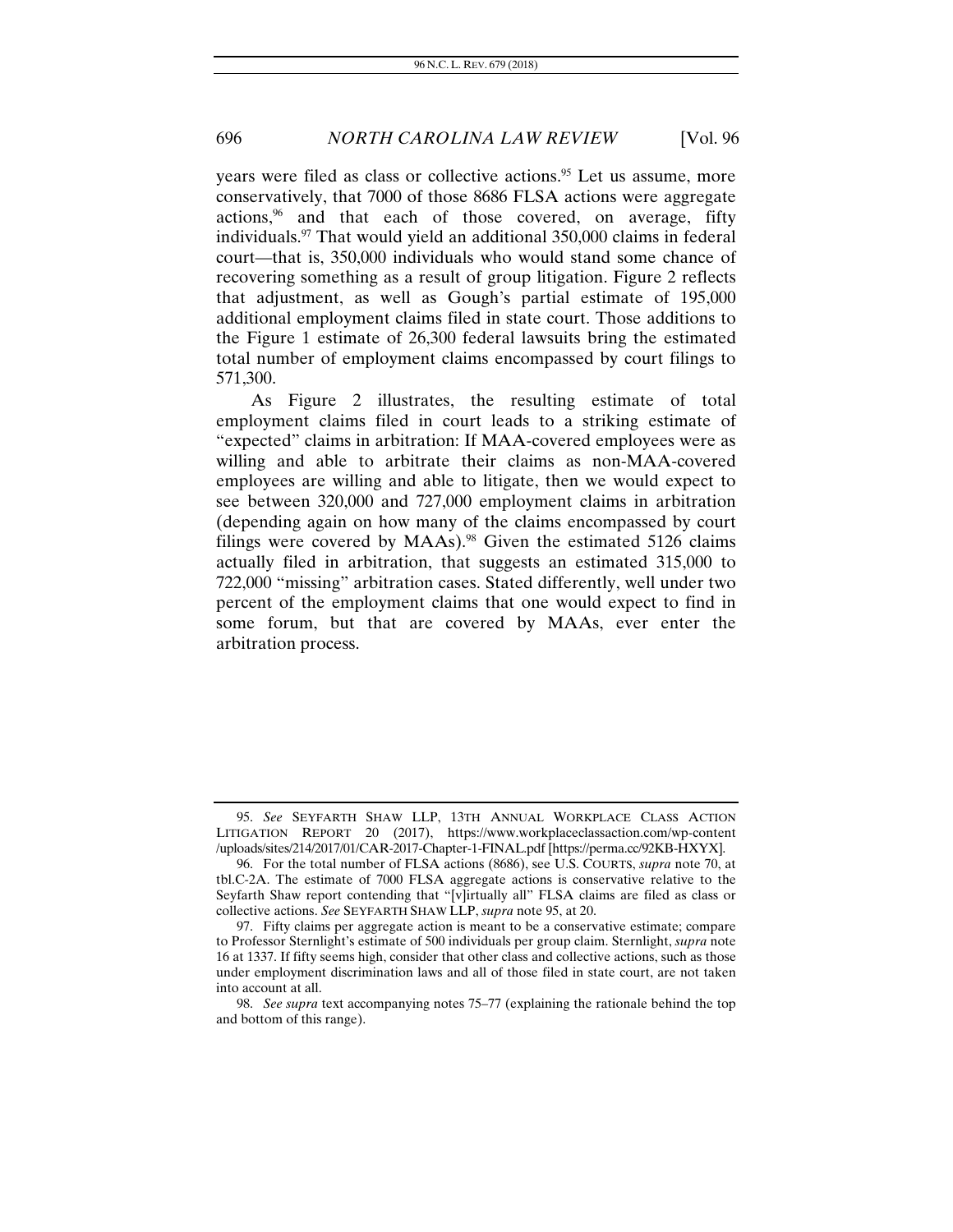years were filed as class or collective actions.[95] Let us assume, more conservatively, that 7000 of those 8686 FLSA actions were aggregate actions,[96] and that each of those covered, on average, fifty individuals.[97] That would yield an additional 350,000 claims in federal court—that is, 350,000 individuals who would stand some chance of recovering something as a result of group litigation. Figure 2 reflects that adjustment, as well as Gough's partial estimate of 195,000 additional employment claims filed in state court. Those additions to the Figure 1 estimate of 26,300 federal lawsuits bring the estimated total number of employment claims encompassed by court filings to 571,300.

As Figure 2 illustrates, the resulting estimate of total employment claims filed in court leads to a striking estimate of "expected" claims in arbitration: If MAA-covered employees were as willing and able to arbitrate their claims as non-MAA-covered employees are willing and able to litigate, then we would expect to see between 320,000 and 727,000 employment claims in arbitration (depending again on how many of the claims encompassed by court filings were covered by MAAs).[98] Given the estimated 5126 claims actually filed in arbitration, that suggests an estimated 315,000 to 722,000 "missing" arbitration cases. Stated differently, well under two percent of the employment claims that one would expect to find in some forum, but that are covered by MAAs, ever enter the arbitration process.

---

95. *See* SEYFARTH SHAW LLP, 13TH ANNUAL WORKPLACE CLASS ACTION LITIGATION REPORT 20 (2017), https://www.workplaceclassaction.com/wp-content/uploads/sites/214/2017/01/CAR-2017-Chapter-1-FINAL.pdf [https://perma.cc/92KB-HXYX].

96. For the total number of FLSA actions (8686), see U.S. COURTS, *supra* note 70, at tbl.C-2A. The estimate of 7000 FLSA aggregate actions is conservative relative to the Seyfarth Shaw report contending that "[v]irtually all" FLSA claims are filed as class or collective actions. *See* SEYFARTH SHAW LLP, *supra* note 95, at 20.

97. Fifty claims per aggregate action is meant to be a conservative estimate; compare to Professor Sternlight's estimate of 500 individuals per group claim. Sternlight, *supra* note 16 at 1337. If fifty seems high, consider that other class and collective actions, such as those under employment discrimination laws and all of those filed in state court, are not taken into account at all.

98. *See supra* text accompanying notes 75–77 (explaining the rationale behind the top and bottom of this range).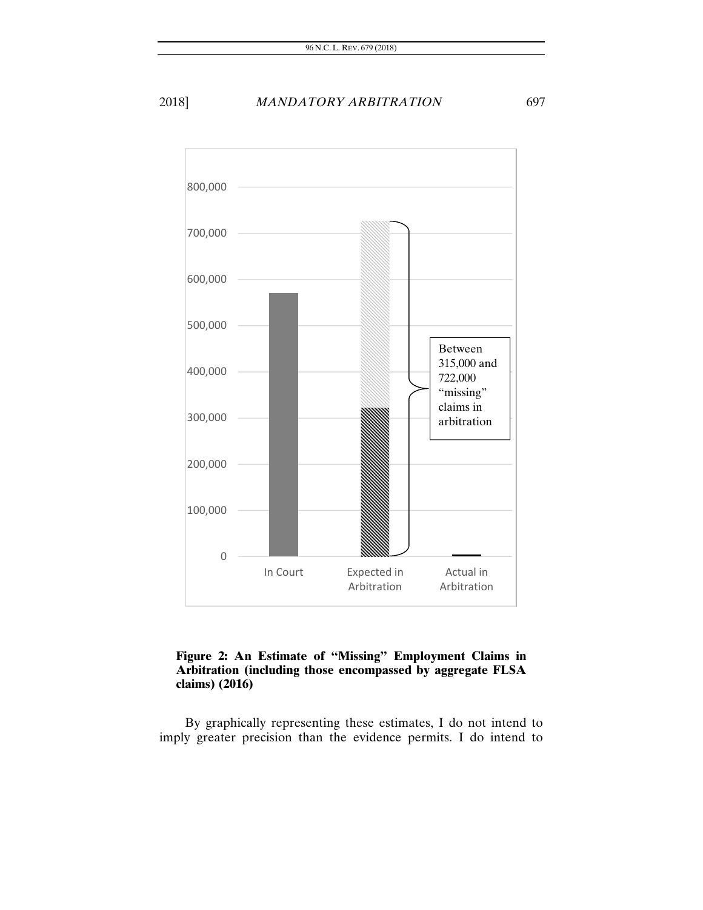**Figure 2: An Estimate of "Missing" Employment Claims in Arbitration (including those encompassed by aggregate FLSA claims) (2016)**

By graphically representing these estimates, I do not intend to imply greater precision than the evidence permits. I do intend to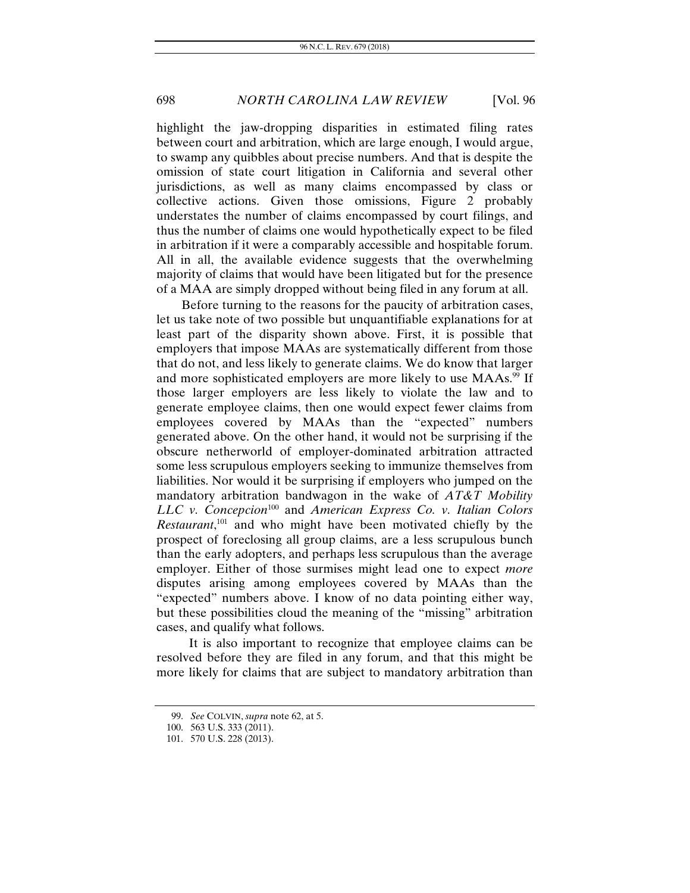highlight the jaw-dropping disparities in estimated filing rates between court and arbitration, which are large enough, I would argue, to swamp any quibbles about precise numbers. And that is despite the omission of state court litigation in California and several other jurisdictions, as well as many claims encompassed by class or collective actions. Given those omissions, Figure 2 probably understates the number of claims encompassed by court filings, and thus the number of claims one would hypothetically expect to be filed in arbitration if it were a comparably accessible and hospitable forum. All in all, the available evidence suggests that the overwhelming majority of claims that would have been litigated but for the presence of a MAA are simply dropped without being filed in any forum at all.

Before turning to the reasons for the paucity of arbitration cases, let us take note of two possible but unquantifiable explanations for at least part of the disparity shown above. First, it is possible that employers that impose MAAs are systematically different from those that do not, and less likely to generate claims. We do know that larger and more sophisticated employers are more likely to use MAAs.[99] If those larger employers are less likely to violate the law and to generate employee claims, then one would expect fewer claims from employees covered by MAAs than the "expected" numbers generated above. On the other hand, it would not be surprising if the obscure netherworld of employer-dominated arbitration attracted some less scrupulous employers seeking to immunize themselves from liabilities. Nor would it be surprising if employers who jumped on the mandatory arbitration bandwagon in the wake of *AT&T Mobility LLC v. Concepcion*[100] and *American Express Co. v. Italian Colors Restaurant*,[101] and who might have been motivated chiefly by the prospect of foreclosing all group claims, are a less scrupulous bunch than the early adopters, and perhaps less scrupulous than the average employer. Either of those surmises might lead one to expect *more* disputes arising among employees covered by MAAs than the "expected" numbers above. I know of no data pointing either way, but these possibilities cloud the meaning of the "missing" arbitration cases, and qualify what follows.

It is also important to recognize that employee claims can be resolved before they are filed in any forum, and that this might be more likely for claims that are subject to mandatory arbitration than

---

99. *See* COLVIN, *supra* note 62, at 5.

100. 563 U.S. 333 (2011).

101. 570 U.S. 228 (2013).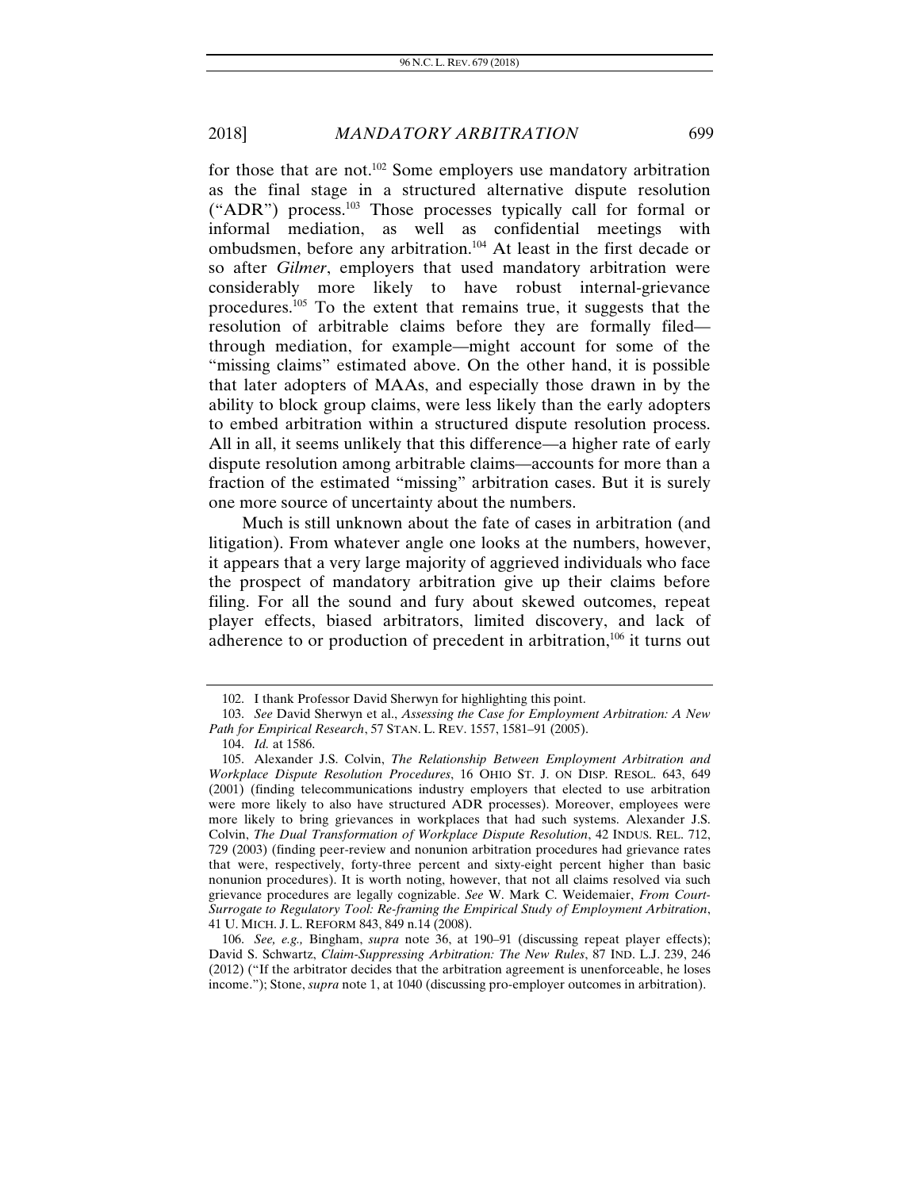for those that are not.[102] Some employers use mandatory arbitration as the final stage in a structured alternative dispute resolution ("ADR") process.[103] Those processes typically call for formal or informal mediation, as well as confidential meetings with ombudsmen, before any arbitration.[104] At least in the first decade or so after *Gilmer*, employers that used mandatory arbitration were considerably more likely to have robust internal-grievance procedures.[105] To the extent that remains true, it suggests that the resolution of arbitrable claims before they are formally filed—through mediation, for example—might account for some of the "missing claims" estimated above. On the other hand, it is possible that later adopters of MAAs, and especially those drawn in by the ability to block group claims, were less likely than the early adopters to embed arbitration within a structured dispute resolution process. All in all, it seems unlikely that this difference—a higher rate of early dispute resolution among arbitrable claims—accounts for more than a fraction of the estimated "missing" arbitration cases. But it is surely one more source of uncertainty about the numbers.

Much is still unknown about the fate of cases in arbitration (and litigation). From whatever angle one looks at the numbers, however, it appears that a very large majority of aggrieved individuals who face the prospect of mandatory arbitration give up their claims before filing. For all the sound and fury about skewed outcomes, repeat player effects, biased arbitrators, limited discovery, and lack of adherence to or production of precedent in arbitration,[106] it turns out

---

102. I thank Professor David Sherwyn for highlighting this point.

103. *See* David Sherwyn et al., *Assessing the Case for Employment Arbitration: A New Path for Empirical Research*, 57 STAN. L. REV. 1557, 1581–91 (2005).

104. *Id.* at 1586.

105. Alexander J.S. Colvin, *The Relationship Between Employment Arbitration and Workplace Dispute Resolution Procedures*, 16 OHIO ST. J. ON DISP. RESOL. 643, 649 (2001) (finding telecommunications industry employers that elected to use arbitration were more likely to also have structured ADR processes). Moreover, employees were more likely to bring grievances in workplaces that had such systems. Alexander J.S. Colvin, *The Dual Transformation of Workplace Dispute Resolution*, 42 INDUS. REL. 712, 729 (2003) (finding peer-review and nonunion arbitration procedures had grievance rates that were, respectively, forty-three percent and sixty-eight percent higher than basic nonunion procedures). It is worth noting, however, that not all claims resolved via such grievance procedures are legally cognizable. *See* W. Mark C. Weidemaier, *From Court-Surrogate to Regulatory Tool: Re-framing the Empirical Study of Employment Arbitration*, 41 U. MICH. J. L. REFORM 843, 849 n.14 (2008).

106. *See, e.g.,* Bingham, *supra* note 36, at 190–91 (discussing repeat player effects); David S. Schwartz, *Claim-Suppressing Arbitration: The New Rules*, 87 IND. L.J. 239, 246 (2012) ("If the arbitrator decides that the arbitration agreement is unenforceable, he loses income."); Stone, *supra* note 1, at 1040 (discussing pro-employer outcomes in arbitration).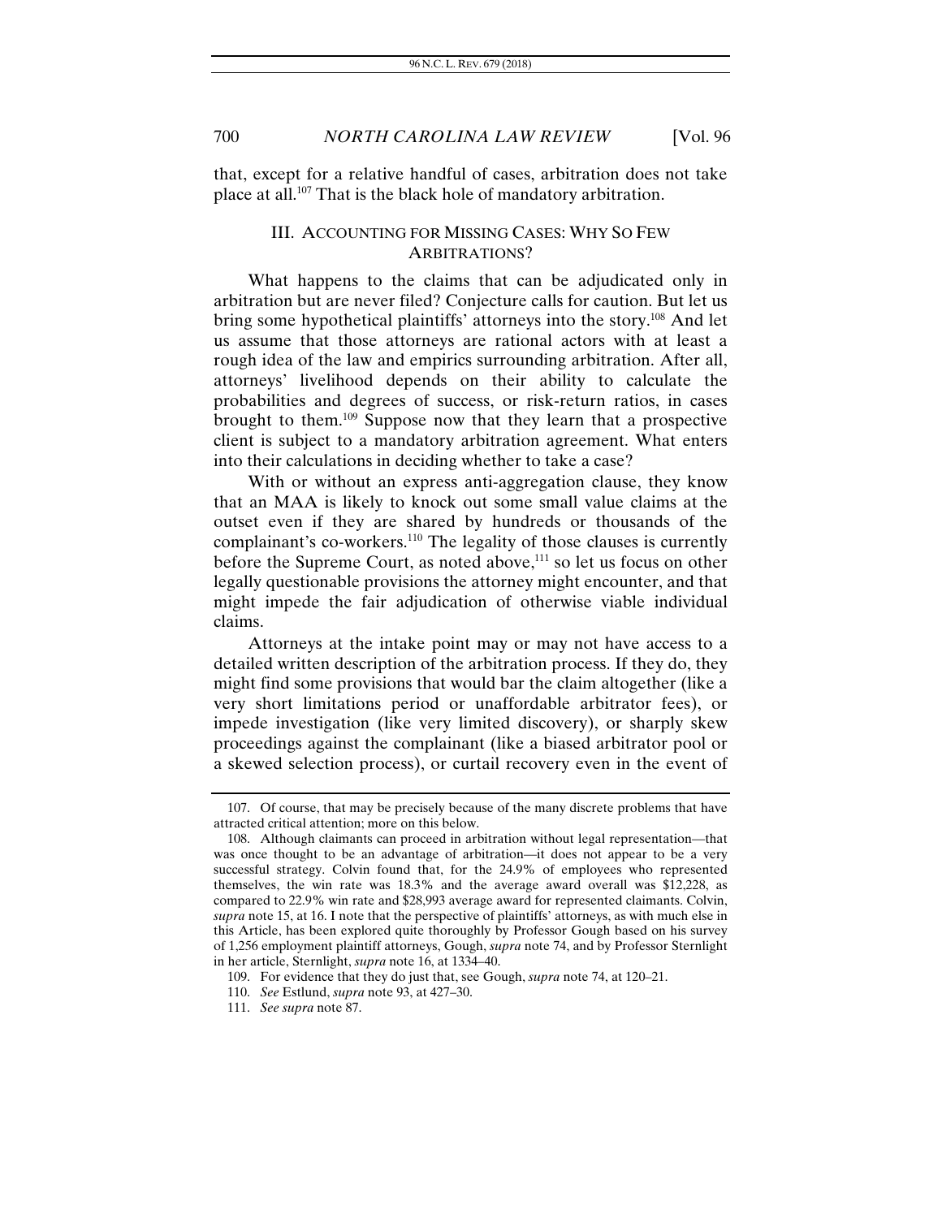that, except for a relative handful of cases, arbitration does not take place at all.[107] That is the black hole of mandatory arbitration.

## III. ACCOUNTING FOR MISSING CASES: WHY SO FEW ARBITRATIONS?

What happens to the claims that can be adjudicated only in arbitration but are never filed? Conjecture calls for caution. But let us bring some hypothetical plaintiffs' attorneys into the story.[108] And let us assume that those attorneys are rational actors with at least a rough idea of the law and empirics surrounding arbitration. After all, attorneys' livelihood depends on their ability to calculate the probabilities and degrees of success, or risk-return ratios, in cases brought to them.[109] Suppose now that they learn that a prospective client is subject to a mandatory arbitration agreement. What enters into their calculations in deciding whether to take a case?

With or without an express anti-aggregation clause, they know that an MAA is likely to knock out some small value claims at the outset even if they are shared by hundreds or thousands of the complainant's co-workers.[110] The legality of those clauses is currently before the Supreme Court, as noted above,[111] so let us focus on other legally questionable provisions the attorney might encounter, and that might impede the fair adjudication of otherwise viable individual claims.

Attorneys at the intake point may or may not have access to a detailed written description of the arbitration process. If they do, they might find some provisions that would bar the claim altogether (like a very short limitations period or unaffordable arbitrator fees), or impede investigation (like very limited discovery), or sharply skew proceedings against the complainant (like a biased arbitrator pool or a skewed selection process), or curtail recovery even in the event of

---

107. Of course, that may be precisely because of the many discrete problems that have attracted critical attention; more on this below.

108. Although claimants can proceed in arbitration without legal representation—that was once thought to be an advantage of arbitration—it does not appear to be a very successful strategy. Colvin found that, for the 24.9% of employees who represented themselves, the win rate was 18.3% and the average award overall was $12,228, as compared to 22.9% win rate and $28,993 average award for represented claimants. Colvin, *supra* note 15, at 16. I note that the perspective of plaintiffs' attorneys, as with much else in this Article, has been explored quite thoroughly by Professor Gough based on his survey of 1,256 employment plaintiff attorneys, Gough, *supra* note 74, and by Professor Sternlight in her article, Sternlight, *supra* note 16, at 1334–40.

109. For evidence that they do just that, see Gough, *supra* note 74, at 120–21.

110. *See* Estlund, *supra* note 93, at 427–30.

111. *See supra* note 87.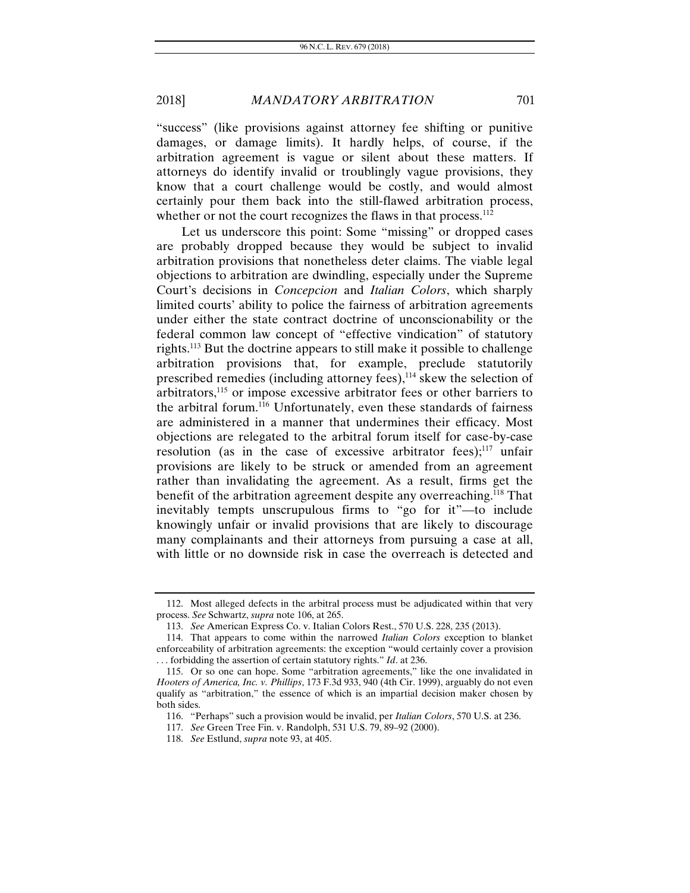"success" (like provisions against attorney fee shifting or punitive damages, or damage limits). It hardly helps, of course, if the arbitration agreement is vague or silent about these matters. If attorneys do identify invalid or troublingly vague provisions, they know that a court challenge would be costly, and would almost certainly pour them back into the still-flawed arbitration process, whether or not the court recognizes the flaws in that process.[112]

Let us underscore this point: Some "missing" or dropped cases are probably dropped because they would be subject to invalid arbitration provisions that nonetheless deter claims. The viable legal objections to arbitration are dwindling, especially under the Supreme Court's decisions in *Concepcion* and *Italian Colors*, which sharply limited courts' ability to police the fairness of arbitration agreements under either the state contract doctrine of unconscionability or the federal common law concept of "effective vindication" of statutory rights.[113] But the doctrine appears to still make it possible to challenge arbitration provisions that, for example, preclude statutorily prescribed remedies (including attorney fees),[114] skew the selection of arbitrators,[115] or impose excessive arbitrator fees or other barriers to the arbitral forum.[116] Unfortunately, even these standards of fairness are administered in a manner that undermines their efficacy. Most objections are relegated to the arbitral forum itself for case-by-case resolution (as in the case of excessive arbitrator fees);[117] unfair provisions are likely to be struck or amended from an agreement rather than invalidating the agreement. As a result, firms get the benefit of the arbitration agreement despite any overreaching.[118] That inevitably tempts unscrupulous firms to "go for it"—to include knowingly unfair or invalid provisions that are likely to discourage many complainants and their attorneys from pursuing a case at all, with little or no downside risk in case the overreach is detected and

---

112. Most alleged defects in the arbitral process must be adjudicated within that very process. *See* Schwartz, *supra* note 106, at 265.

113. *See* American Express Co. v. Italian Colors Rest., 570 U.S. 228, 235 (2013).

114. That appears to come within the narrowed *Italian Colors* exception to blanket enforceability of arbitration agreements: the exception "would certainly cover a provision . . . forbidding the assertion of certain statutory rights." *Id*. at 236.

115. Or so one can hope. Some "arbitration agreements," like the one invalidated in *Hooters of America, Inc. v. Phillips*, 173 F.3d 933, 940 (4th Cir. 1999), arguably do not even qualify as "arbitration," the essence of which is an impartial decision maker chosen by both sides.

116. "Perhaps" such a provision would be invalid, per *Italian Colors*, 570 U.S. at 236.

117. *See* Green Tree Fin. v. Randolph, 531 U.S. 79, 89–92 (2000).

118. *See* Estlund, *supra* note 93, at 405.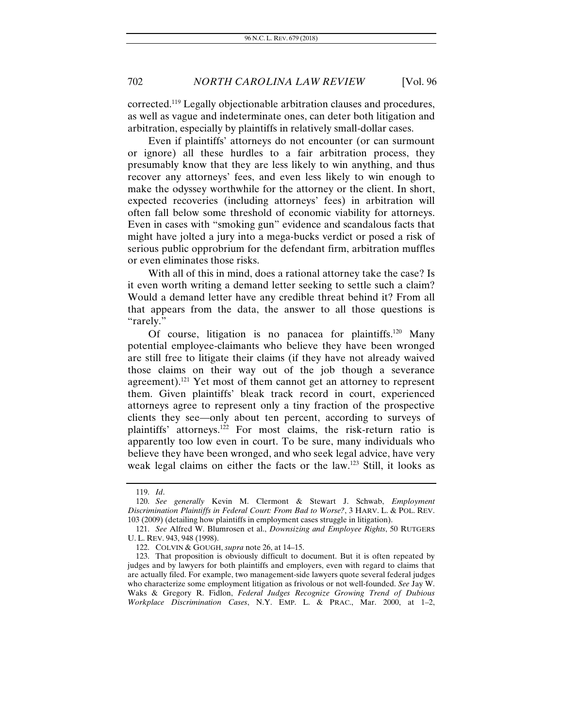corrected.[119] Legally objectionable arbitration clauses and procedures, as well as vague and indeterminate ones, can deter both litigation and arbitration, especially by plaintiffs in relatively small-dollar cases.

Even if plaintiffs' attorneys do not encounter (or can surmount or ignore) all these hurdles to a fair arbitration process, they presumably know that they are less likely to win anything, and thus recover any attorneys' fees, and even less likely to win enough to make the odyssey worthwhile for the attorney or the client. In short, expected recoveries (including attorneys' fees) in arbitration will often fall below some threshold of economic viability for attorneys. Even in cases with "smoking gun" evidence and scandalous facts that might have jolted a jury into a mega-bucks verdict or posed a risk of serious public opprobrium for the defendant firm, arbitration muffles or even eliminates those risks.

With all of this in mind, does a rational attorney take the case? Is it even worth writing a demand letter seeking to settle such a claim? Would a demand letter have any credible threat behind it? From all that appears from the data, the answer to all those questions is "rarely."

Of course, litigation is no panacea for plaintiffs.[120] Many potential employee-claimants who believe they have been wronged are still free to litigate their claims (if they have not already waived those claims on their way out of the job though a severance agreement).[121] Yet most of them cannot get an attorney to represent them. Given plaintiffs' bleak track record in court, experienced attorneys agree to represent only a tiny fraction of the prospective clients they see—only about ten percent, according to surveys of plaintiffs' attorneys.[122] For most claims, the risk-return ratio is apparently too low even in court. To be sure, many individuals who believe they have been wronged, and who seek legal advice, have very weak legal claims on either the facts or the law.[123] Still, it looks as

---

119. *Id*.

120. *See generally* Kevin M. Clermont & Stewart J. Schwab, *Employment Discrimination Plaintiffs in Federal Court: From Bad to Worse?*, 3 HARV. L. & POL. REV. 103 (2009) (detailing how plaintiffs in employment cases struggle in litigation).

121. *See* Alfred W. Blumrosen et al., *Downsizing and Employee Rights*, 50 RUTGERS U. L. REV. 943, 948 (1998).

122. COLVIN & GOUGH, *supra* note 26, at 14–15.

123. That proposition is obviously difficult to document. But it is often repeated by judges and by lawyers for both plaintiffs and employers, even with regard to claims that are actually filed. For example, two management-side lawyers quote several federal judges who characterize some employment litigation as frivolous or not well-founded. *See* Jay W. Waks & Gregory R. Fidlon, *Federal Judges Recognize Growing Trend of Dubious Workplace Discrimination Cases*, N.Y. EMP. L. & PRAC., Mar. 2000, at 1–2,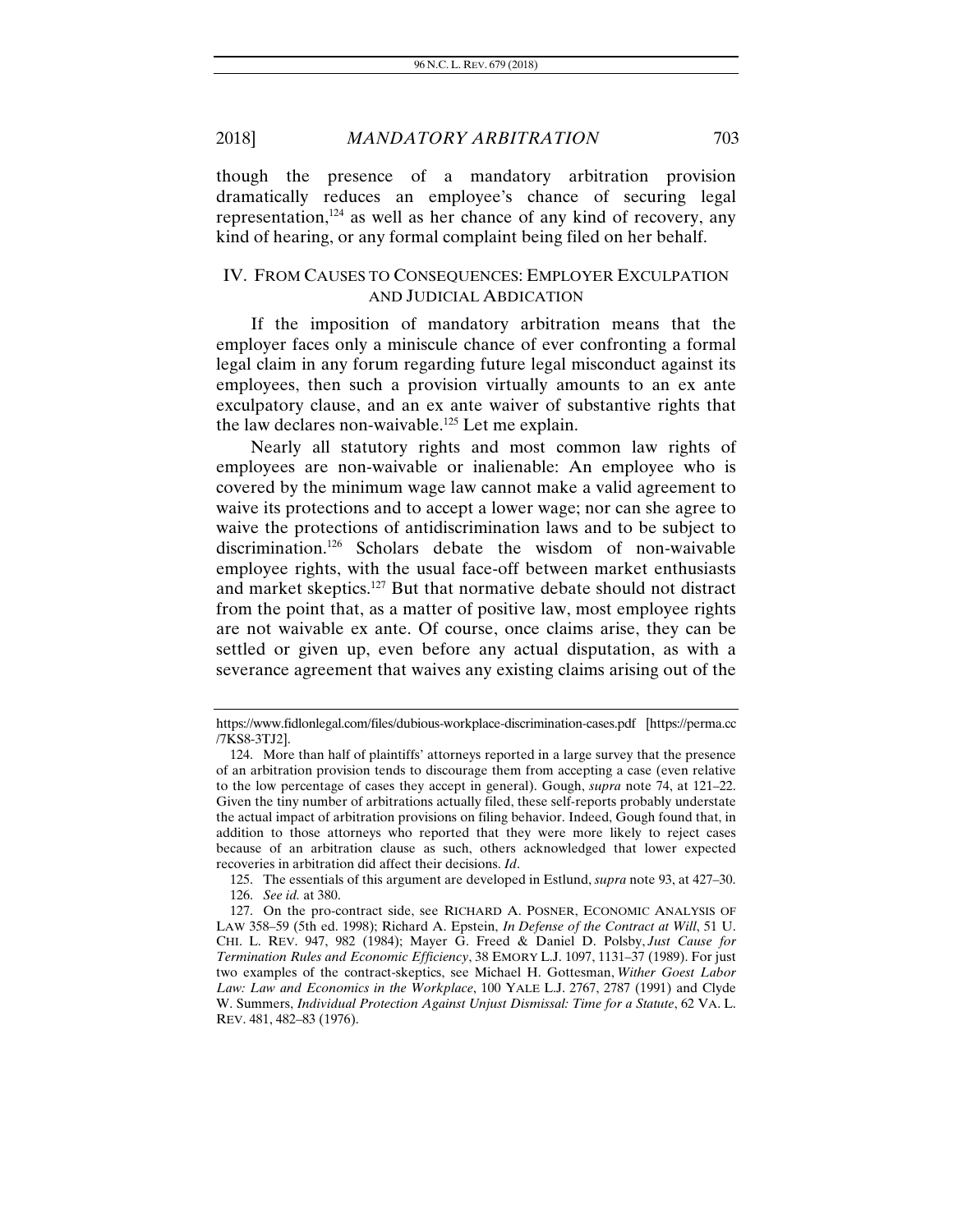though the presence of a mandatory arbitration provision dramatically reduces an employee's chance of securing legal representation,[124] as well as her chance of any kind of recovery, any kind of hearing, or any formal complaint being filed on her behalf.

## IV. FROM CAUSES TO CONSEQUENCES: EMPLOYER EXCULPATION AND JUDICIAL ABDICATION

If the imposition of mandatory arbitration means that the employer faces only a miniscule chance of ever confronting a formal legal claim in any forum regarding future legal misconduct against its employees, then such a provision virtually amounts to an ex ante exculpatory clause, and an ex ante waiver of substantive rights that the law declares non-waivable.[125] Let me explain.

Nearly all statutory rights and most common law rights of employees are non-waivable or inalienable: An employee who is covered by the minimum wage law cannot make a valid agreement to waive its protections and to accept a lower wage; nor can she agree to waive the protections of antidiscrimination laws and to be subject to discrimination.[126] Scholars debate the wisdom of non-waivable employee rights, with the usual face-off between market enthusiasts and market skeptics.[127] But that normative debate should not distract from the point that, as a matter of positive law, most employee rights are not waivable ex ante. Of course, once claims arise, they can be settled or given up, even before any actual disputation, as with a severance agreement that waives any existing claims arising out of the

---

https://www.fidlonlegal.com/files/dubious-workplace-discrimination-cases.pdf [https://perma.cc/7KS8-3TJ2].

124. More than half of plaintiffs' attorneys reported in a large survey that the presence of an arbitration provision tends to discourage them from accepting a case (even relative to the low percentage of cases they accept in general). Gough, *supra* note 74, at 121–22. Given the tiny number of arbitrations actually filed, these self-reports probably understate the actual impact of arbitration provisions on filing behavior. Indeed, Gough found that, in addition to those attorneys who reported that they were more likely to reject cases because of an arbitration clause as such, others acknowledged that lower expected recoveries in arbitration did affect their decisions. *Id*.

125. The essentials of this argument are developed in Estlund, *supra* note 93, at 427–30.

126. *See id.* at 380.

127. On the pro-contract side, see RICHARD A. POSNER, ECONOMIC ANALYSIS OF LAW 358–59 (5th ed. 1998); Richard A. Epstein, *In Defense of the Contract at Will*, 51 U. CHI. L. REV. 947, 982 (1984); Mayer G. Freed & Daniel D. Polsby, *Just Cause for Termination Rules and Economic Efficiency*, 38 EMORY L.J. 1097, 1131–37 (1989). For just two examples of the contract-skeptics, see Michael H. Gottesman, *Wither Goest Labor Law: Law and Economics in the Workplace*, 100 YALE L.J. 2767, 2787 (1991) and Clyde W. Summers, *Individual Protection Against Unjust Dismissal: Time for a Statute*, 62 VA. L. REV. 481, 482–83 (1976).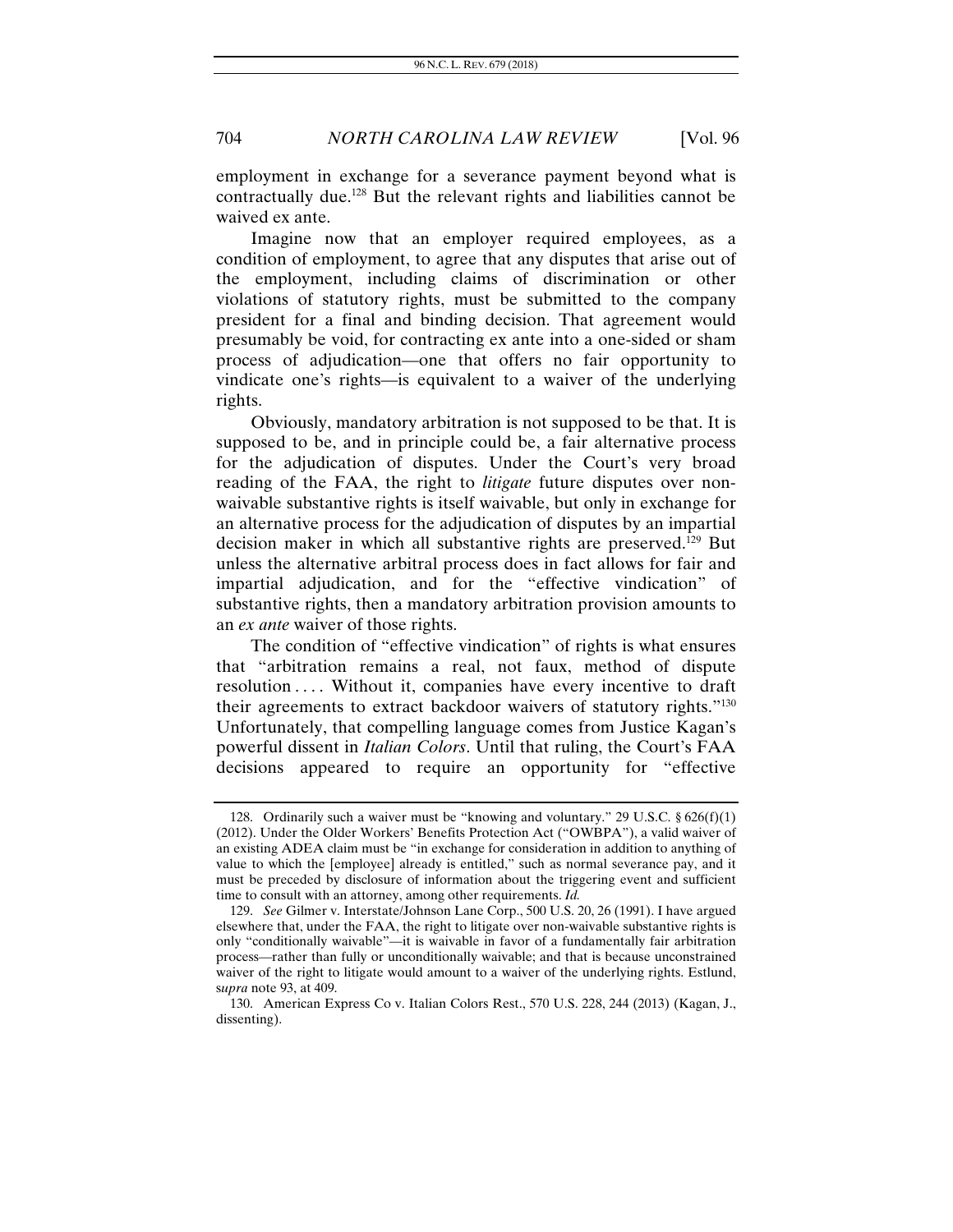employment in exchange for a severance payment beyond what is contractually due.[128] But the relevant rights and liabilities cannot be waived ex ante.

Imagine now that an employer required employees, as a condition of employment, to agree that any disputes that arise out of the employment, including claims of discrimination or other violations of statutory rights, must be submitted to the company president for a final and binding decision. That agreement would presumably be void, for contracting ex ante into a one-sided or sham process of adjudication—one that offers no fair opportunity to vindicate one's rights—is equivalent to a waiver of the underlying rights.

Obviously, mandatory arbitration is not supposed to be that. It is supposed to be, and in principle could be, a fair alternative process for the adjudication of disputes. Under the Court's very broad reading of the FAA, the right to *litigate* future disputes over non-waivable substantive rights is itself waivable, but only in exchange for an alternative process for the adjudication of disputes by an impartial decision maker in which all substantive rights are preserved.[129] But unless the alternative arbitral process does in fact allows for fair and impartial adjudication, and for the "effective vindication" of substantive rights, then a mandatory arbitration provision amounts to an *ex ante* waiver of those rights.

The condition of "effective vindication" of rights is what ensures that "arbitration remains a real, not faux, method of dispute resolution . . . . Without it, companies have every incentive to draft their agreements to extract backdoor waivers of statutory rights."[130] Unfortunately, that compelling language comes from Justice Kagan's powerful dissent in *Italian Colors*. Until that ruling, the Court's FAA decisions appeared to require an opportunity for "effective

---

128. Ordinarily such a waiver must be "knowing and voluntary." 29 U.S.C. § 626(f)(1) (2012). Under the Older Workers' Benefits Protection Act ("OWBPA"), a valid waiver of an existing ADEA claim must be "in exchange for consideration in addition to anything of value to which the [employee] already is entitled," such as normal severance pay, and it must be preceded by disclosure of information about the triggering event and sufficient time to consult with an attorney, among other requirements. *Id.*

129. *See* Gilmer v. Interstate/Johnson Lane Corp., 500 U.S. 20, 26 (1991). I have argued elsewhere that, under the FAA, the right to litigate over non-waivable substantive rights is only "conditionally waivable"—it is waivable in favor of a fundamentally fair arbitration process—rather than fully or unconditionally waivable; and that is because unconstrained waiver of the right to litigate would amount to a waiver of the underlying rights. Estlund, s*upra* note 93, at 409.

130. American Express Co v. Italian Colors Rest., 570 U.S. 228, 244 (2013) (Kagan, J., dissenting).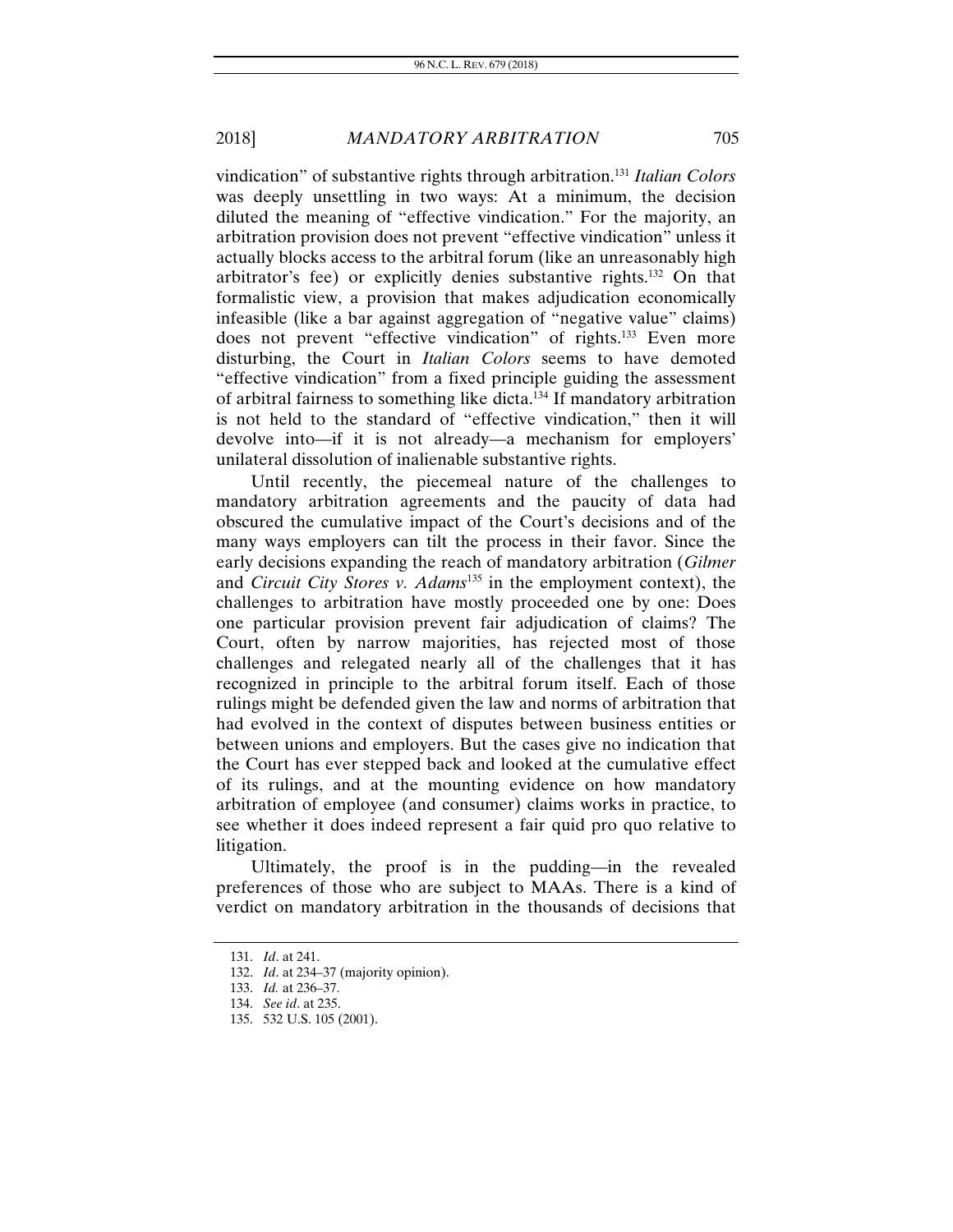vindication" of substantive rights through arbitration.[131] *Italian Colors* was deeply unsettling in two ways: At a minimum, the decision diluted the meaning of "effective vindication." For the majority, an arbitration provision does not prevent "effective vindication" unless it actually blocks access to the arbitral forum (like an unreasonably high arbitrator's fee) or explicitly denies substantive rights.[132] On that formalistic view, a provision that makes adjudication economically infeasible (like a bar against aggregation of "negative value" claims) does not prevent "effective vindication" of rights.[133] Even more disturbing, the Court in *Italian Colors* seems to have demoted "effective vindication" from a fixed principle guiding the assessment of arbitral fairness to something like dicta.[134] If mandatory arbitration is not held to the standard of "effective vindication," then it will devolve into—if it is not already—a mechanism for employers' unilateral dissolution of inalienable substantive rights.

Until recently, the piecemeal nature of the challenges to mandatory arbitration agreements and the paucity of data had obscured the cumulative impact of the Court's decisions and of the many ways employers can tilt the process in their favor. Since the early decisions expanding the reach of mandatory arbitration (*Gilmer* and *Circuit City Stores v. Adams*[135] in the employment context), the challenges to arbitration have mostly proceeded one by one: Does one particular provision prevent fair adjudication of claims? The Court, often by narrow majorities, has rejected most of those challenges and relegated nearly all of the challenges that it has recognized in principle to the arbitral forum itself. Each of those rulings might be defended given the law and norms of arbitration that had evolved in the context of disputes between business entities or between unions and employers. But the cases give no indication that the Court has ever stepped back and looked at the cumulative effect of its rulings, and at the mounting evidence on how mandatory arbitration of employee (and consumer) claims works in practice, to see whether it does indeed represent a fair quid pro quo relative to litigation.

Ultimately, the proof is in the pudding—in the revealed preferences of those who are subject to MAAs. There is a kind of verdict on mandatory arbitration in the thousands of decisions that

---

131. *Id*. at 241.

132. *Id*. at 234–37 (majority opinion).

133. *Id.* at 236–37.

134. *See id*. at 235.

135. 532 U.S. 105 (2001).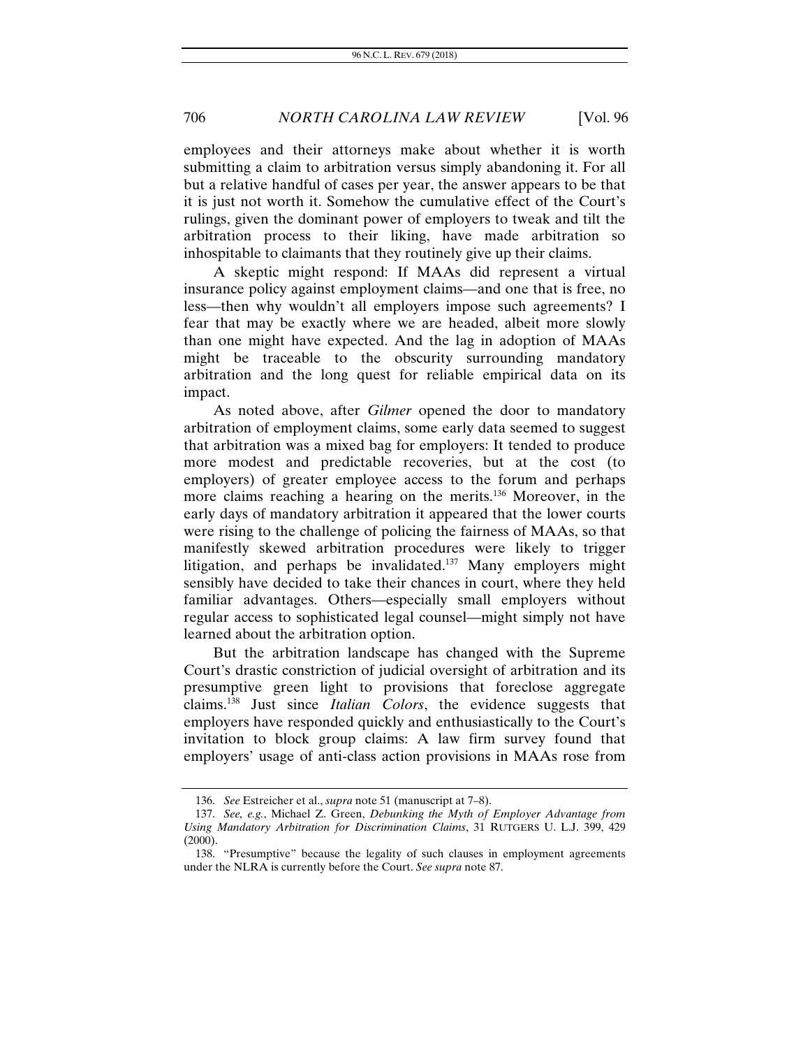employees and their attorneys make about whether it is worth submitting a claim to arbitration versus simply abandoning it. For all but a relative handful of cases per year, the answer appears to be that it is just not worth it. Somehow the cumulative effect of the Court's rulings, given the dominant power of employers to tweak and tilt the arbitration process to their liking, have made arbitration so inhospitable to claimants that they routinely give up their claims.

A skeptic might respond: If MAAs did represent a virtual insurance policy against employment claims—and one that is free, no less—then why wouldn't all employers impose such agreements? I fear that may be exactly where we are headed, albeit more slowly than one might have expected. And the lag in adoption of MAAs might be traceable to the obscurity surrounding mandatory arbitration and the long quest for reliable empirical data on its impact.

As noted above, after *Gilmer* opened the door to mandatory arbitration of employment claims, some early data seemed to suggest that arbitration was a mixed bag for employers: It tended to produce more modest and predictable recoveries, but at the cost (to employers) of greater employee access to the forum and perhaps more claims reaching a hearing on the merits.[136] Moreover, in the early days of mandatory arbitration it appeared that the lower courts were rising to the challenge of policing the fairness of MAAs, so that manifestly skewed arbitration procedures were likely to trigger litigation, and perhaps be invalidated.[137] Many employers might sensibly have decided to take their chances in court, where they held familiar advantages. Others—especially small employers without regular access to sophisticated legal counsel—might simply not have learned about the arbitration option.

But the arbitration landscape has changed with the Supreme Court's drastic constriction of judicial oversight of arbitration and its presumptive green light to provisions that foreclose aggregate claims.[138] Just since *Italian Colors*, the evidence suggests that employers have responded quickly and enthusiastically to the Court's invitation to block group claims: A law firm survey found that employers' usage of anti-class action provisions in MAAs rose from

---

136. *See* Estreicher et al., *supra* note 51 (manuscript at 7–8).

137. *See, e.g.*, Michael Z. Green, *Debunking the Myth of Employer Advantage from Using Mandatory Arbitration for Discrimination Claims*, 31 RUTGERS U. L.J. 399, 429 (2000).

138. "Presumptive" because the legality of such clauses in employment agreements under the NLRA is currently before the Court. *See supra* note 87.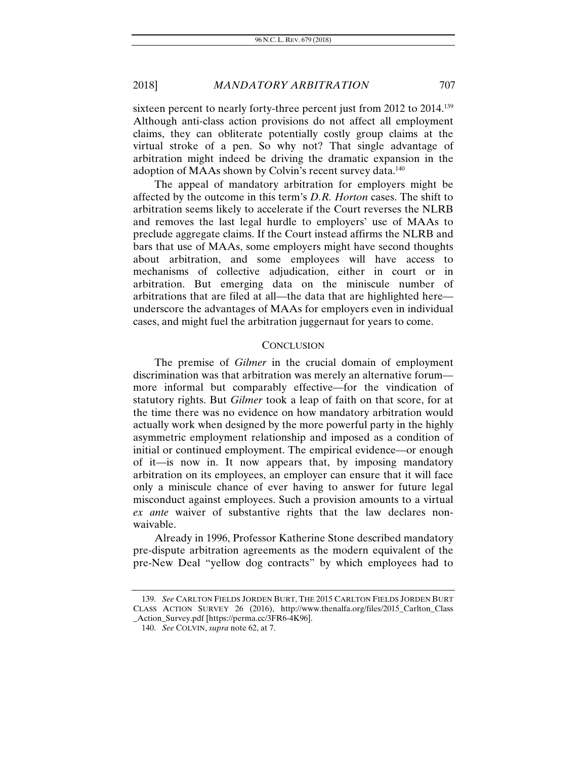sixteen percent to nearly forty-three percent just from 2012 to 2014.[139] Although anti-class action provisions do not affect all employment claims, they can obliterate potentially costly group claims at the virtual stroke of a pen. So why not? That single advantage of arbitration might indeed be driving the dramatic expansion in the adoption of MAAs shown by Colvin's recent survey data.[140]

The appeal of mandatory arbitration for employers might be affected by the outcome in this term's *D.R. Horton* cases. The shift to arbitration seems likely to accelerate if the Court reverses the NLRB and removes the last legal hurdle to employers' use of MAAs to preclude aggregate claims. If the Court instead affirms the NLRB and bars that use of MAAs, some employers might have second thoughts about arbitration, and some employees will have access to mechanisms of collective adjudication, either in court or in arbitration. But emerging data on the miniscule number of arbitrations that are filed at all—the data that are highlighted here—underscore the advantages of MAAs for employers even in individual cases, and might fuel the arbitration juggernaut for years to come.

## CONCLUSION

The premise of *Gilmer* in the crucial domain of employment discrimination was that arbitration was merely an alternative forum—more informal but comparably effective—for the vindication of statutory rights. But *Gilmer* took a leap of faith on that score, for at the time there was no evidence on how mandatory arbitration would actually work when designed by the more powerful party in the highly asymmetric employment relationship and imposed as a condition of initial or continued employment. The empirical evidence—or enough of it—is now in. It now appears that, by imposing mandatory arbitration on its employees, an employer can ensure that it will face only a miniscule chance of ever having to answer for future legal misconduct against employees. Such a provision amounts to a virtual *ex ante* waiver of substantive rights that the law declares non-waivable.

Already in 1996, Professor Katherine Stone described mandatory pre-dispute arbitration agreements as the modern equivalent of the pre-New Deal "yellow dog contracts" by which employees had to

---

139. *See* CARLTON FIELDS JORDEN BURT, THE 2015 CARLTON FIELDS JORDEN BURT CLASS ACTION SURVEY 26 (2016), http://www.thenalfa.org/files/2015_Carlton_Class_Action_Survey.pdf [https://perma.cc/3FR6-4K96].

140. *See* COLVIN, *supra* note 62, at 7.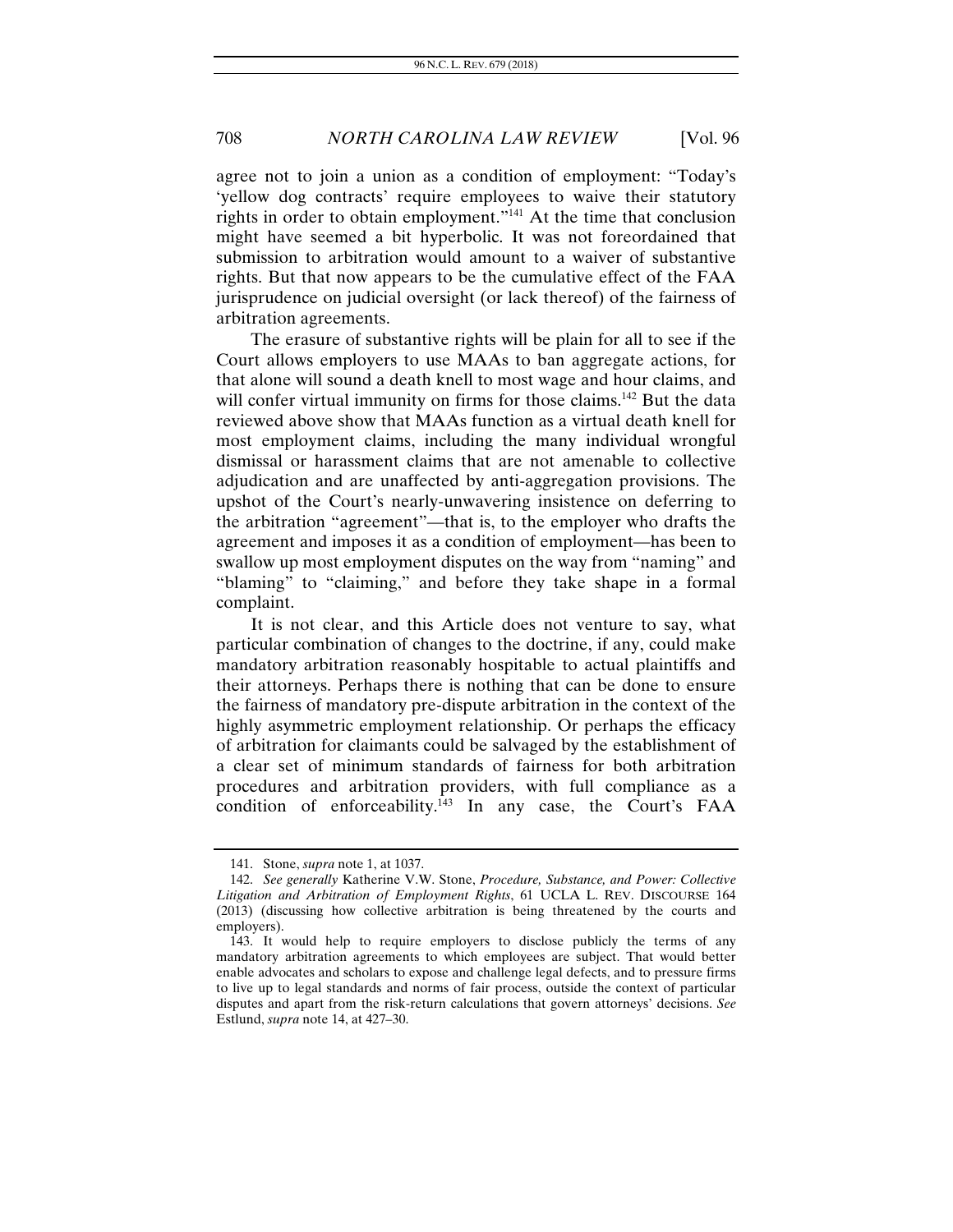agree not to join a union as a condition of employment: "Today's 'yellow dog contracts' require employees to waive their statutory rights in order to obtain employment."[141] At the time that conclusion might have seemed a bit hyperbolic. It was not foreordained that submission to arbitration would amount to a waiver of substantive rights. But that now appears to be the cumulative effect of the FAA jurisprudence on judicial oversight (or lack thereof) of the fairness of arbitration agreements.

The erasure of substantive rights will be plain for all to see if the Court allows employers to use MAAs to ban aggregate actions, for that alone will sound a death knell to most wage and hour claims, and will confer virtual immunity on firms for those claims.[142] But the data reviewed above show that MAAs function as a virtual death knell for most employment claims, including the many individual wrongful dismissal or harassment claims that are not amenable to collective adjudication and are unaffected by anti-aggregation provisions. The upshot of the Court's nearly-unwavering insistence on deferring to the arbitration "agreement"—that is, to the employer who drafts the agreement and imposes it as a condition of employment—has been to swallow up most employment disputes on the way from "naming" and "blaming" to "claiming," and before they take shape in a formal complaint.

It is not clear, and this Article does not venture to say, what particular combination of changes to the doctrine, if any, could make mandatory arbitration reasonably hospitable to actual plaintiffs and their attorneys. Perhaps there is nothing that can be done to ensure the fairness of mandatory pre-dispute arbitration in the context of the highly asymmetric employment relationship. Or perhaps the efficacy of arbitration for claimants could be salvaged by the establishment of a clear set of minimum standards of fairness for both arbitration procedures and arbitration providers, with full compliance as a condition of enforceability.[143] In any case, the Court's FAA

---

141. Stone, *supra* note 1, at 1037.

142. *See generally* Katherine V.W. Stone, *Procedure, Substance, and Power: Collective Litigation and Arbitration of Employment Rights*, 61 UCLA L. REV. DISCOURSE 164 (2013) (discussing how collective arbitration is being threatened by the courts and employers).

143. It would help to require employers to disclose publicly the terms of any mandatory arbitration agreements to which employees are subject. That would better enable advocates and scholars to expose and challenge legal defects, and to pressure firms to live up to legal standards and norms of fair process, outside the context of particular disputes and apart from the risk-return calculations that govern attorneys' decisions. *See* Estlund, *supra* note 14, at 427–30.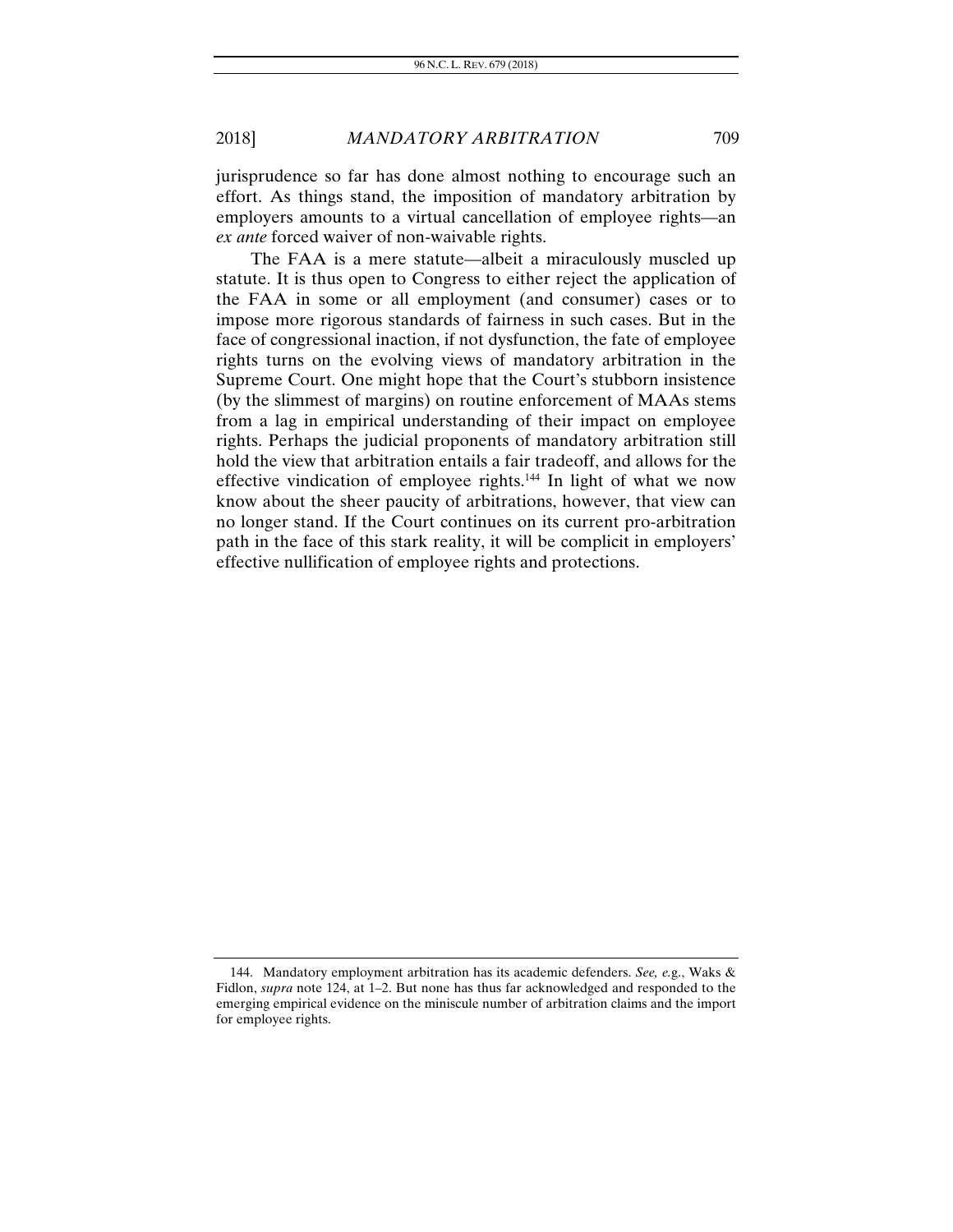jurisprudence so far has done almost nothing to encourage such an effort. As things stand, the imposition of mandatory arbitration by employers amounts to a virtual cancellation of employee rights—an *ex ante* forced waiver of non-waivable rights.

The FAA is a mere statute—albeit a miraculously muscled up statute. It is thus open to Congress to either reject the application of the FAA in some or all employment (and consumer) cases or to impose more rigorous standards of fairness in such cases. But in the face of congressional inaction, if not dysfunction, the fate of employee rights turns on the evolving views of mandatory arbitration in the Supreme Court. One might hope that the Court's stubborn insistence (by the slimmest of margins) on routine enforcement of MAAs stems from a lag in empirical understanding of their impact on employee rights. Perhaps the judicial proponents of mandatory arbitration still hold the view that arbitration entails a fair tradeoff, and allows for the effective vindication of employee rights.[144] In light of what we now know about the sheer paucity of arbitrations, however, that view can no longer stand. If the Court continues on its current pro-arbitration path in the face of this stark reality, it will be complicit in employers' effective nullification of employee rights and protections.

144. Mandatory employment arbitration has its academic defenders. *See, e.*g., Waks & Fidlon, *supra* note 124, at 1–2. But none has thus far acknowledged and responded to the emerging empirical evidence on the miniscule number of arbitration claims and the import for employee rights.